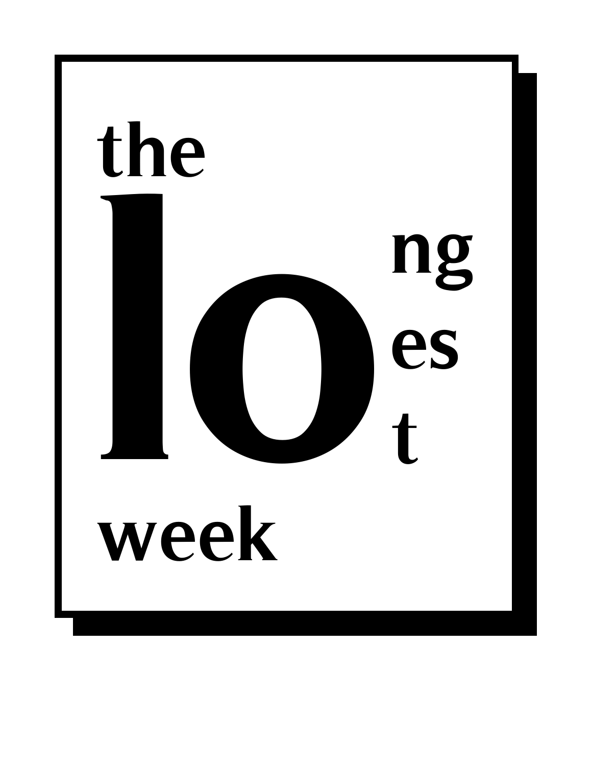# the longest week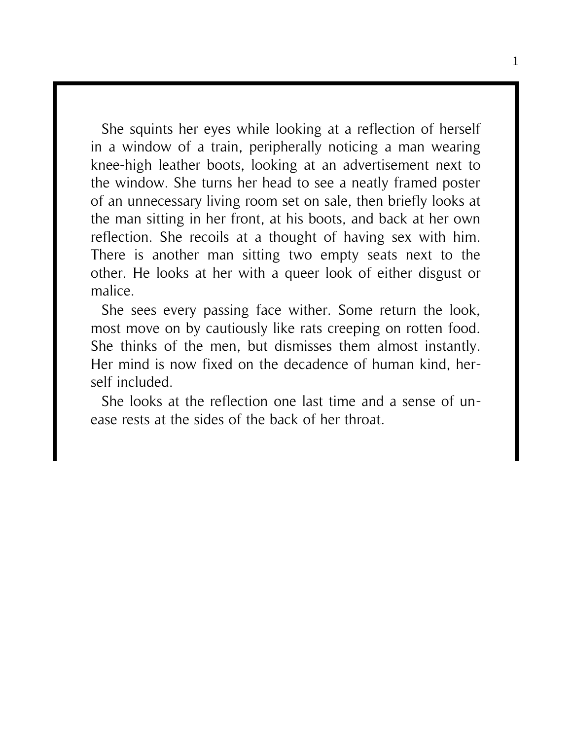She squints her eyes while looking at a reflection of herself in a window of a train, peripherally noticing a man wearing knee-high leather boots, looking at an advertisement next to the window. She turns her head to see a neatly framed poster of an unnecessary living room set on sale, then briefly looks at the man sitting in her front, at his boots, and back at her own reflection. She recoils at a thought of having sex with him. There is another man sitting two empty seats next to the other. He looks at her with a queer look of either disgust or malice.

She sees every passing face wither. Some return the look, most move on by cautiously like rats creeping on rotten food. She thinks of the men, but dismisses them almost instantly. Her mind is now fixed on the decadence of human kind, herself included.

She looks at the reflection one last time and a sense of unease rests at the sides of the back of her throat.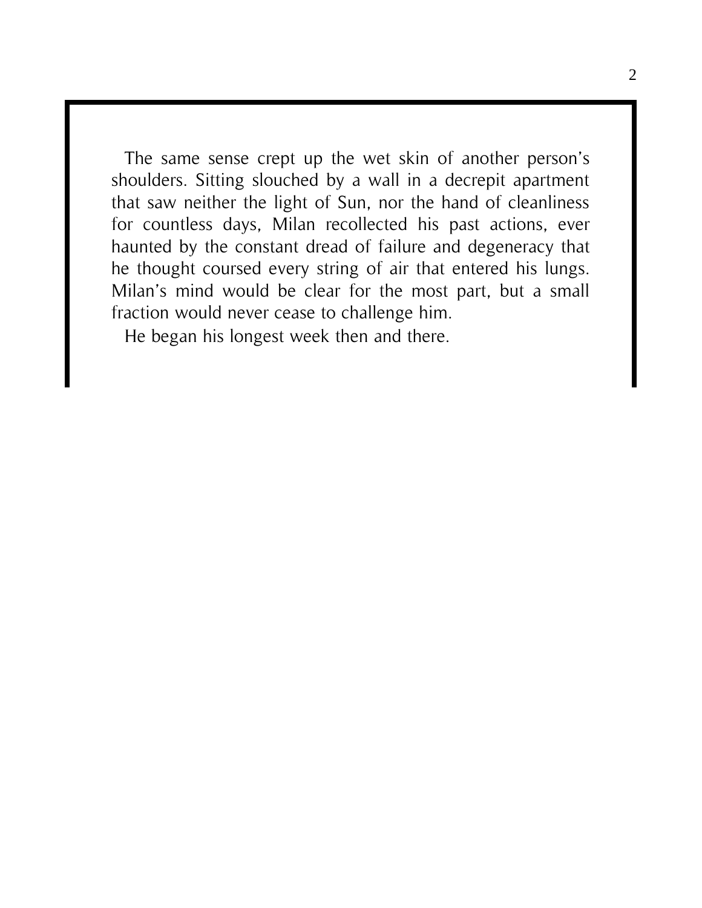The same sense crept up the wet skin of another person's shoulders. Sitting slouched by a wall in a decrepit apartment that saw neither the light of Sun, nor the hand of cleanliness for countless days, Milan recollected his past actions, ever haunted by the constant dread of failure and degeneracy that he thought coursed every string of air that entered his lungs. Milan's mind would be clear for the most part, but a small fraction would never cease to challenge him.

He began his longest week then and there.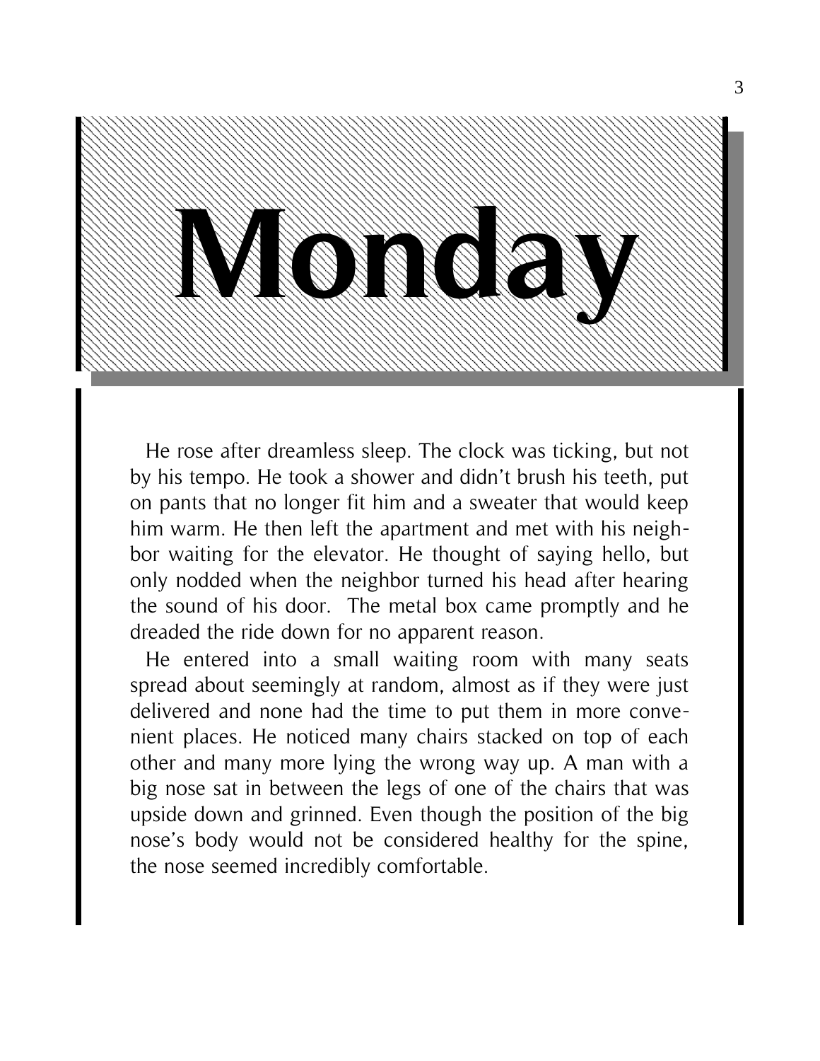# Monday

He rose after dreamless sleep. The clock was ticking, but not by his tempo. He took a shower and didn't brush his teeth, put on pants that no longer fit him and a sweater that would keep him warm. He then left the apartment and met with his neighbor waiting for the elevator. He thought of saying hello, but only nodded when the neighbor turned his head after hearing the sound of his door.  The metal box came promptly and he dreaded the ride down for no apparent reason.

He entered into a small waiting room with many seats spread about seemingly at random, almost as if they were just delivered and none had the time to put them in more convenient places. He noticed many chairs stacked on top of each other and many more lying the wrong way up. A man with a big nose sat in between the legs of one of the chairs that was upside down and grinned. Even though the position of the big nose's body would not be considered healthy for the spine, the nose seemed incredibly comfortable.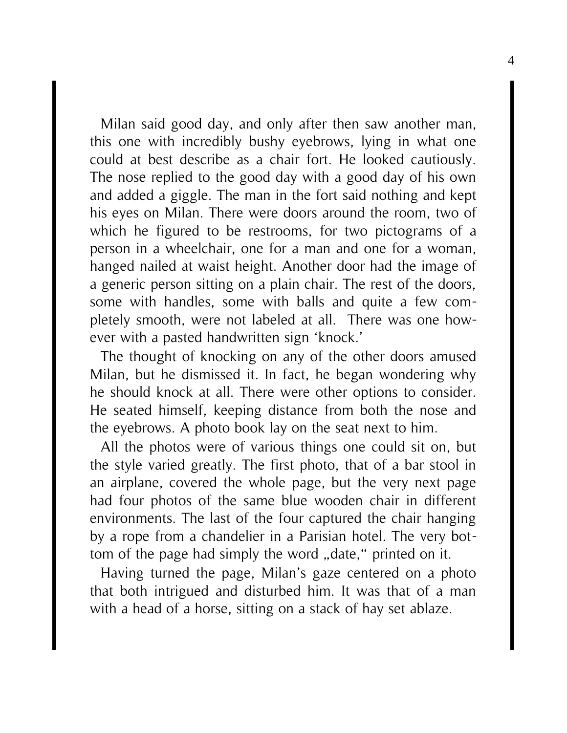Milan said good day, and only after then saw another man, this one with incredibly bushy eyebrows, lying in what one could at best describe as a chair fort. He looked cautiously. The nose replied to the good day with a good day of his own and added a giggle. The man in the fort said nothing and kept his eyes on Milan. There were doors around the room, two of which he figured to be restrooms, for two pictograms of a person in a wheelchair, one for a man and one for a woman, hanged nailed at waist height. Another door had the image of a generic person sitting on a plain chair. The rest of the doors, some with handles, some with balls and quite a few completely smooth, were not labeled at all.  There was one however with a pasted handwritten sign 'knock.'

The thought of knocking on any of the other doors amused Milan, but he dismissed it. In fact, he began wondering why he should knock at all. There were other options to consider. He seated himself, keeping distance from both the nose and the eyebrows. A photo book lay on the seat next to him.

All the photos were of various things one could sit on, but the style varied greatly. The first photo, that of a bar stool in an airplane, covered the whole page, but the very next page had four photos of the same blue wooden chair in different environments. The last of the four captured the chair hanging by a rope from a chandelier in a Parisian hotel. The very bottom of the page had simply the word „date," printed on it.

Having turned the page, Milan's gaze centered on a photo that both intrigued and disturbed him. It was that of a man with a head of a horse, sitting on a stack of hay set ablaze.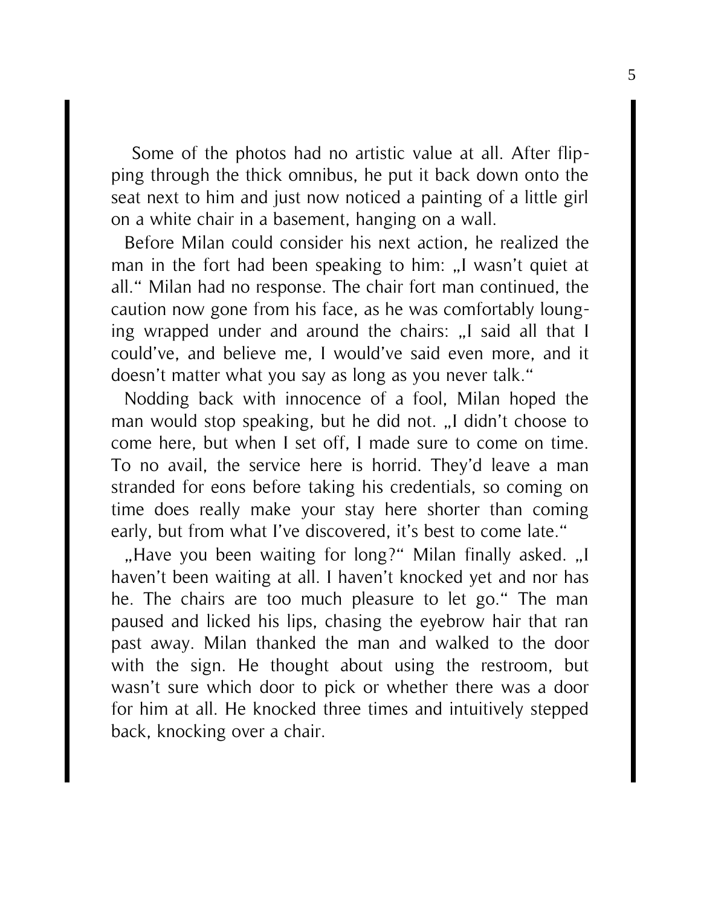Some of the photos had no artistic value at all. After flipping through the thick omnibus, he put it back down onto the seat next to him and just now noticed a painting of a little girl on a white chair in a basement, hanging on a wall.

Before Milan could consider his next action, he realized the man in the fort had been speaking to him: „I wasn't quiet at all." Milan had no response. The chair fort man continued, the caution now gone from his face, as he was comfortably lounging wrapped under and around the chairs: „I said all that I could've, and believe me, I would've said even more, and it doesn't matter what you say as long as you never talk."

Nodding back with innocence of a fool, Milan hoped the man would stop speaking, but he did not. „I didn't choose to come here, but when I set off, I made sure to come on time. To no avail, the service here is horrid. They'd leave a man stranded for eons before taking his credentials, so coming on time does really make your stay here shorter than coming early, but from what I've discovered, it's best to come late."

„Have you been waiting for long?" Milan finally asked. „I haven't been waiting at all. I haven't knocked yet and nor has he. The chairs are too much pleasure to let go." The man paused and licked his lips, chasing the eyebrow hair that ran past away. Milan thanked the man and walked to the door with the sign. He thought about using the restroom, but wasn't sure which door to pick or whether there was a door for him at all. He knocked three times and intuitively stepped back, knocking over a chair.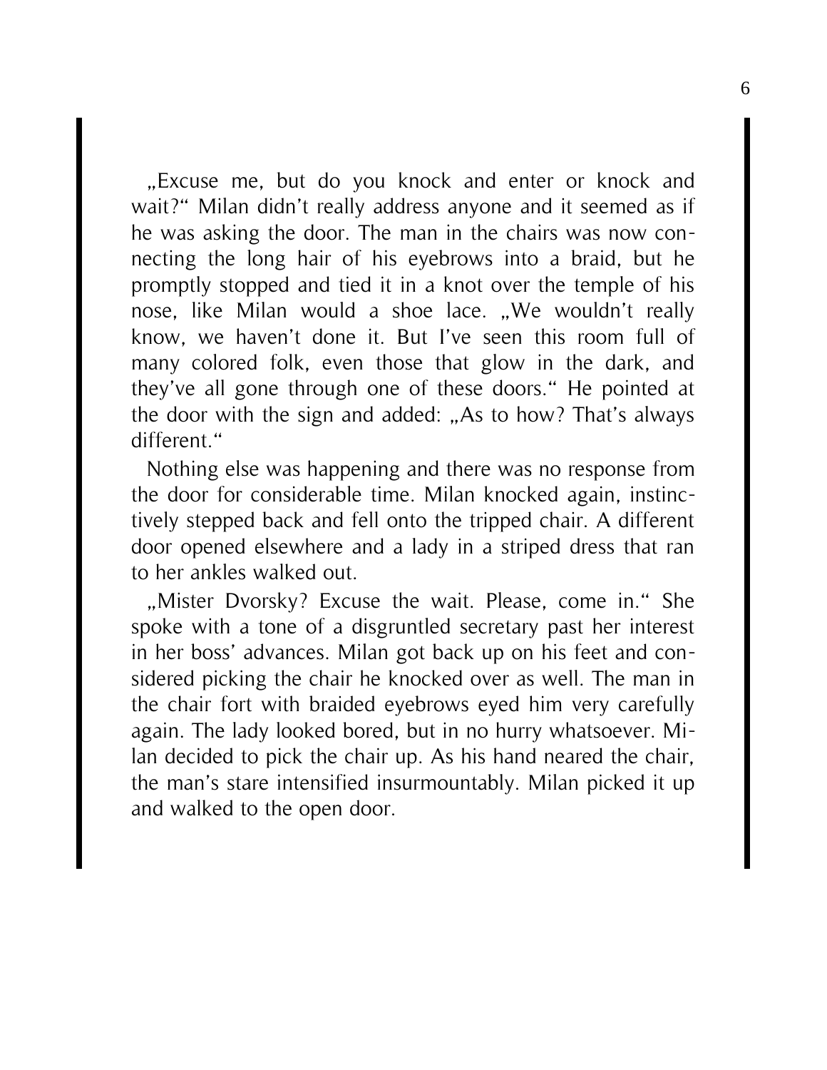„Excuse me, but do you knock and enter or knock and wait?“ Milan didn't really address anyone and it seemed as if he was asking the door. The man in the chairs was now connecting the long hair of his eyebrows into a braid, but he promptly stopped and tied it in a knot over the temple of his nose, like Milan would a shoe lace. „We wouldn't really know, we haven't done it. But I've seen this room full of many colored folk, even those that glow in the dark, and they've all gone through one of these doors.“ He pointed at the door with the sign and added: „As to how? That's always different.“

Nothing else was happening and there was no response from the door for considerable time. Milan knocked again, instinctively stepped back and fell onto the tripped chair. A different door opened elsewhere and a lady in a striped dress that ran to her ankles walked out.

„Mister Dvorsky? Excuse the wait. Please, come in.“ She spoke with a tone of a disgruntled secretary past her interest in her boss' advances. Milan got back up on his feet and considered picking the chair he knocked over as well. The man in the chair fort with braided eyebrows eyed him very carefully again. The lady looked bored, but in no hurry whatsoever. Milan decided to pick the chair up. As his hand neared the chair, the man's stare intensified insurmountably. Milan picked it up and walked to the open door.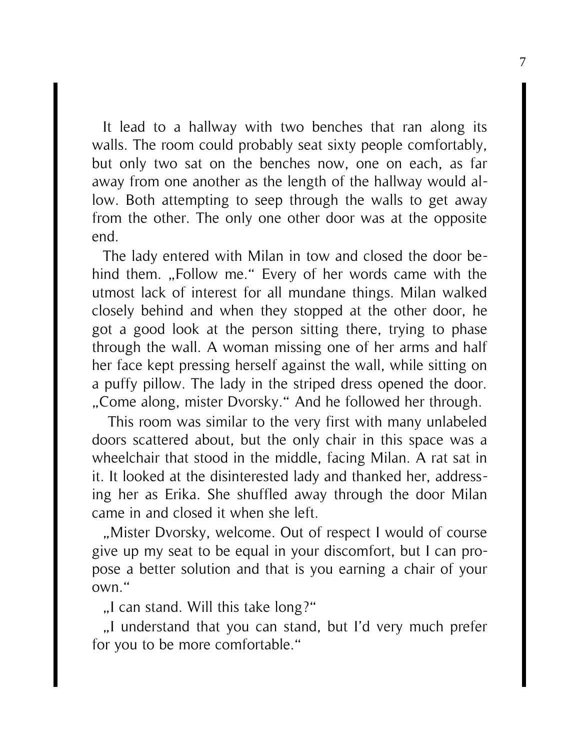It lead to a hallway with two benches that ran along its walls. The room could probably seat sixty people comfortably, but only two sat on the benches now, one on each, as far away from one another as the length of the hallway would allow. Both attempting to seep through the walls to get away from the other. The only one other door was at the opposite end.

The lady entered with Milan in tow and closed the door behind them. „Follow me." Every of her words came with the utmost lack of interest for all mundane things. Milan walked closely behind and when they stopped at the other door, he got a good look at the person sitting there, trying to phase through the wall. A woman missing one of her arms and half her face kept pressing herself against the wall, while sitting on a puffy pillow. The lady in the striped dress opened the door. „Come along, mister Dvorsky." And he followed her through.

This room was similar to the very first with many unlabeled doors scattered about, but the only chair in this space was a wheelchair that stood in the middle, facing Milan. A rat sat in it. It looked at the disinterested lady and thanked her, addressing her as Erika. She shuffled away through the door Milan came in and closed it when she left.

„Mister Dvorsky, welcome. Out of respect I would of course give up my seat to be equal in your discomfort, but I can propose a better solution and that is you earning a chair of your own."

„I can stand. Will this take long?"

„I understand that you can stand, but I'd very much prefer for you to be more comfortable."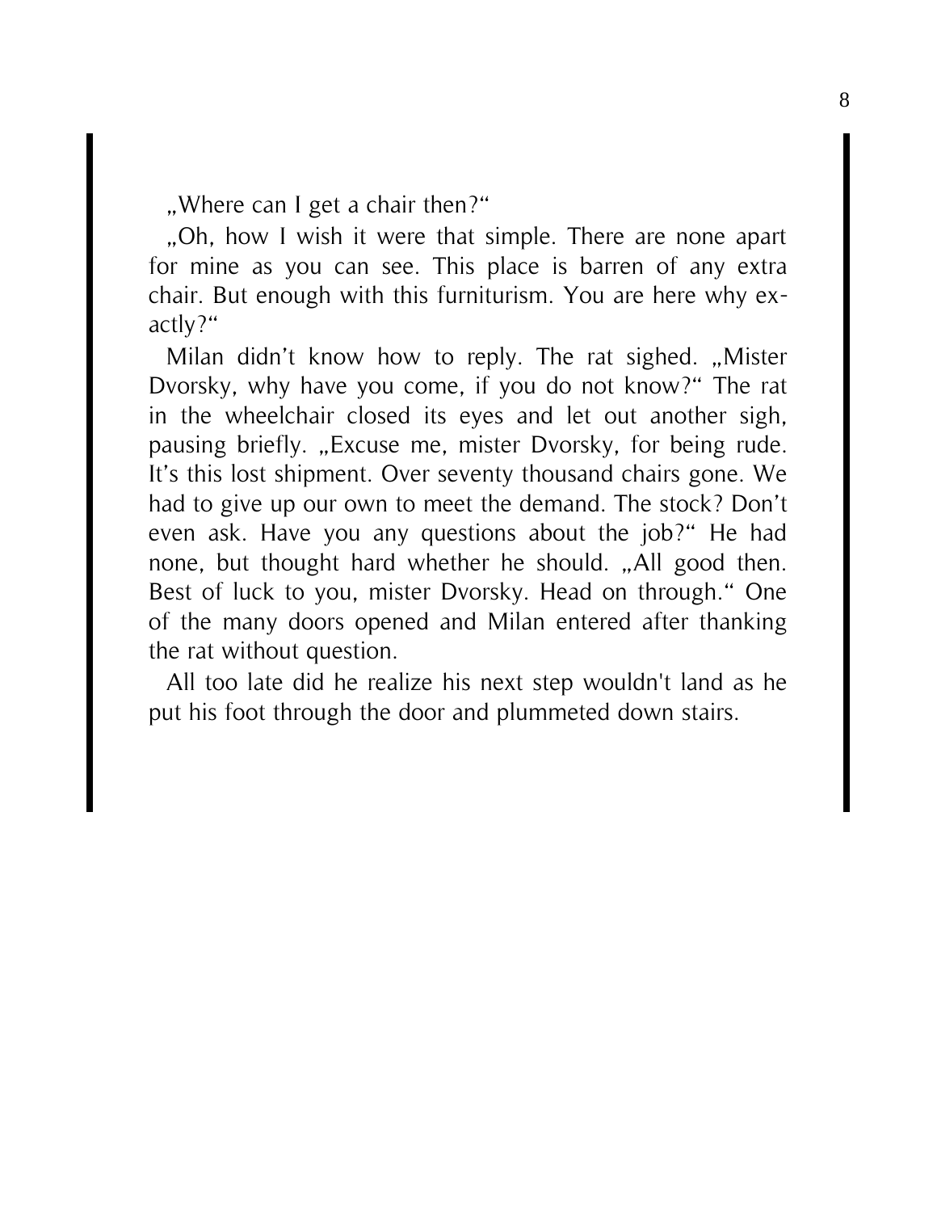„Where can I get a chair then?“

„Oh, how I wish it were that simple. There are none apart for mine as you can see. This place is barren of any extra chair. But enough with this furniturism. You are here why exactly?“

Milan didn’t know how to reply. The rat sighed. „Mister Dvorsky, why have you come, if you do not know?“ The rat in the wheelchair closed its eyes and let out another sigh, pausing briefly. „Excuse me, mister Dvorsky, for being rude. It’s this lost shipment. Over seventy thousand chairs gone. We had to give up our own to meet the demand. The stock? Don’t even ask. Have you any questions about the job?“ He had none, but thought hard whether he should. „All good then. Best of luck to you, mister Dvorsky. Head on through.“ One of the many doors opened and Milan entered after thanking the rat without question.

All too late did he realize his next step wouldn't land as he put his foot through the door and plummeted down stairs.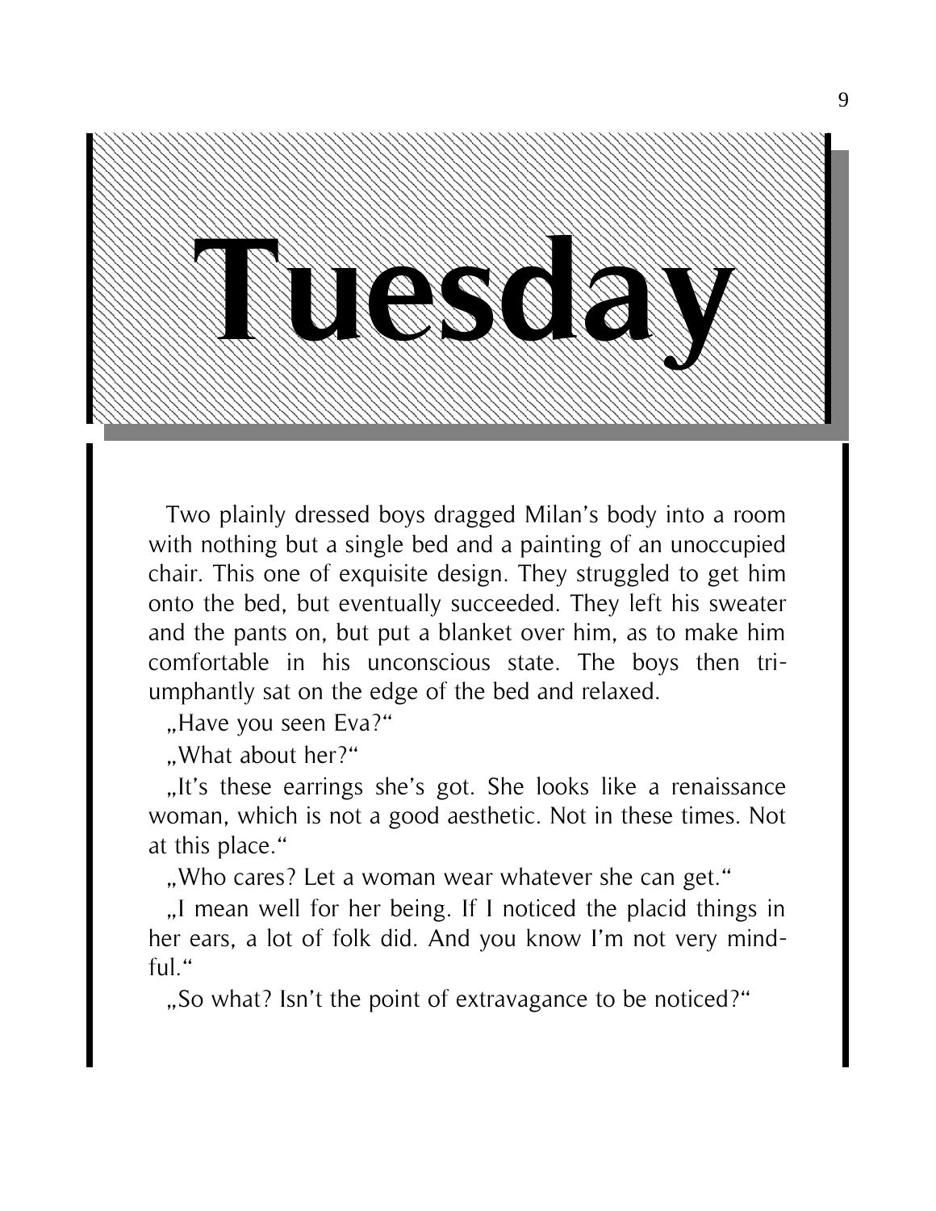# Tuesday

Two plainly dressed boys dragged Milan's body into a room with nothing but a single bed and a painting of an unoccupied chair. This one of exquisite design. They struggled to get him onto the bed, but eventually succeeded. They left his sweater and the pants on, but put a blanket over him, as to make him comfortable in his unconscious state. The boys then triumphantly sat on the edge of the bed and relaxed.

„Have you seen Eva?"

„What about her?"

„It's these earrings she's got. She looks like a renaissance woman, which is not a good aesthetic. Not in these times. Not at this place."

„Who cares? Let a woman wear whatever she can get."

„I mean well for her being. If I noticed the placid things in her ears, a lot of folk did. And you know I'm not very mindful."

„So what? Isn't the point of extravagance to be noticed?"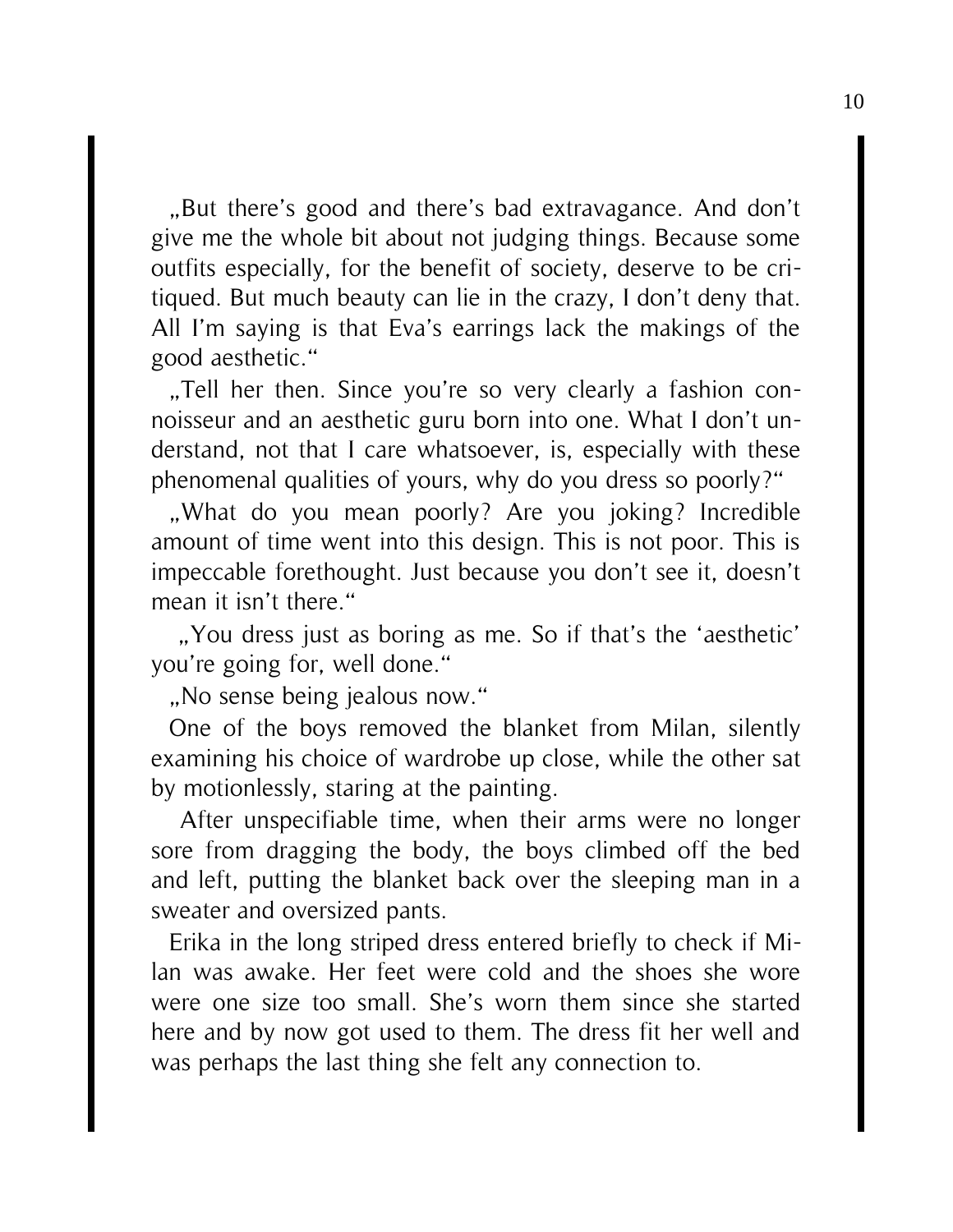„But there's good and there's bad extravagance. And don't give me the whole bit about not judging things. Because some outfits especially, for the benefit of society, deserve to be critiqued. But much beauty can lie in the crazy, I don't deny that. All I'm saying is that Eva's earrings lack the makings of the good aesthetic."

„Tell her then. Since you're so very clearly a fashion connoisseur and an aesthetic guru born into one. What I don't understand, not that I care whatsoever, is, especially with these phenomenal qualities of yours, why do you dress so poorly?"

„What do you mean poorly? Are you joking? Incredible amount of time went into this design. This is not poor. This is impeccable forethought. Just because you don't see it, doesn't mean it isn't there."

„You dress just as boring as me. So if that's the 'aesthetic' you're going for, well done."

„No sense being jealous now."

One of the boys removed the blanket from Milan, silently examining his choice of wardrobe up close, while the other sat by motionlessly, staring at the painting.

After unspecifiable time, when their arms were no longer sore from dragging the body, the boys climbed off the bed and left, putting the blanket back over the sleeping man in a sweater and oversized pants.

Erika in the long striped dress entered briefly to check if Milan was awake. Her feet were cold and the shoes she wore were one size too small. She's worn them since she started here and by now got used to them. The dress fit her well and was perhaps the last thing she felt any connection to.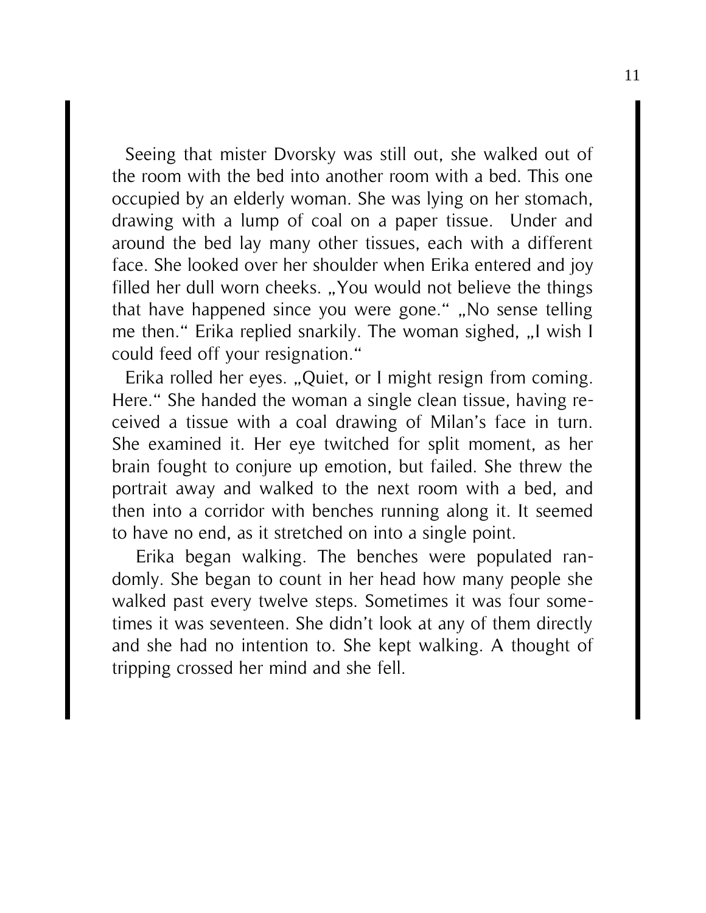Seeing that mister Dvorsky was still out, she walked out of the room with the bed into another room with a bed. This one occupied by an elderly woman. She was lying on her stomach, drawing with a lump of coal on a paper tissue. Under and around the bed lay many other tissues, each with a different face. She looked over her shoulder when Erika entered and joy filled her dull worn cheeks. „You would not believe the things that have happened since you were gone." „No sense telling me then." Erika replied snarkily. The woman sighed, „I wish I could feed off your resignation."

Erika rolled her eyes. „Quiet, or I might resign from coming. Here." She handed the woman a single clean tissue, having received a tissue with a coal drawing of Milan's face in turn. She examined it. Her eye twitched for split moment, as her brain fought to conjure up emotion, but failed. She threw the portrait away and walked to the next room with a bed, and then into a corridor with benches running along it. It seemed to have no end, as it stretched on into a single point.

Erika began walking. The benches were populated randomly. She began to count in her head how many people she walked past every twelve steps. Sometimes it was four sometimes it was seventeen. She didn't look at any of them directly and she had no intention to. She kept walking. A thought of tripping crossed her mind and she fell.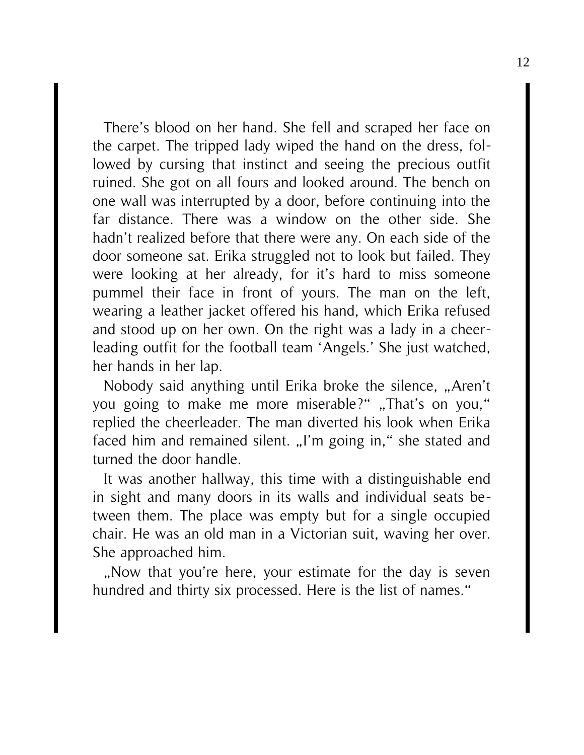There's blood on her hand. She fell and scraped her face on the carpet. The tripped lady wiped the hand on the dress, followed by cursing that instinct and seeing the precious outfit ruined. She got on all fours and looked around. The bench on one wall was interrupted by a door, before continuing into the far distance. There was a window on the other side. She hadn't realized before that there were any. On each side of the door someone sat. Erika struggled not to look but failed. They were looking at her already, for it's hard to miss someone pummel their face in front of yours. The man on the left, wearing a leather jacket offered his hand, which Erika refused and stood up on her own. On the right was a lady in a cheerleading outfit for the football team 'Angels.' She just watched, her hands in her lap.

Nobody said anything until Erika broke the silence, „Aren't you going to make me more miserable?" „That's on you," replied the cheerleader. The man diverted his look when Erika faced him and remained silent. „I'm going in," she stated and turned the door handle.

It was another hallway, this time with a distinguishable end in sight and many doors in its walls and individual seats between them. The place was empty but for a single occupied chair. He was an old man in a Victorian suit, waving her over. She approached him.

„Now that you're here, your estimate for the day is seven hundred and thirty six processed. Here is the list of names."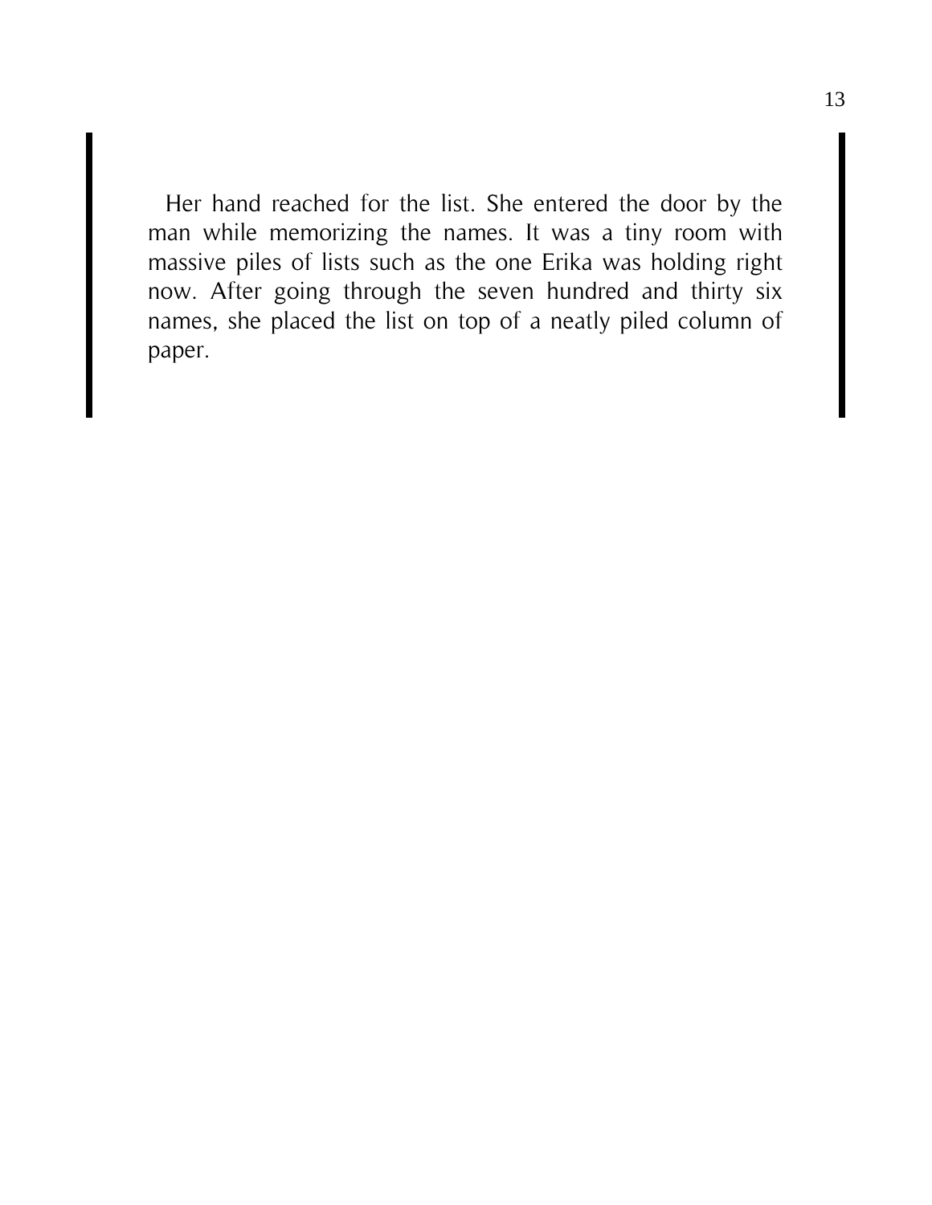Her hand reached for the list. She entered the door by the man while memorizing the names. It was a tiny room with massive piles of lists such as the one Erika was holding right now. After going through the seven hundred and thirty six names, she placed the list on top of a neatly piled column of paper.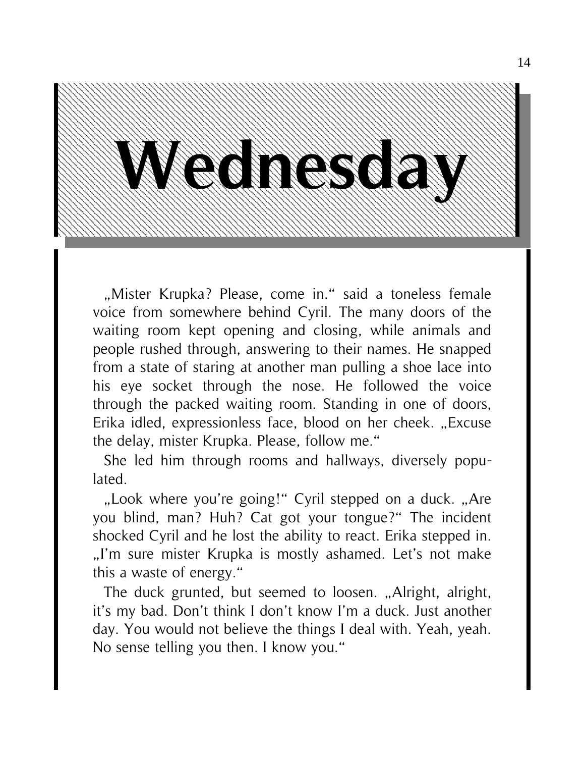# Wednesday

„Mister Krupka? Please, come in.“ said a toneless female voice from somewhere behind Cyril. The many doors of the waiting room kept opening and closing, while animals and people rushed through, answering to their names. He snapped from a state of staring at another man pulling a shoe lace into his eye socket through the nose. He followed the voice through the packed waiting room. Standing in one of doors, Erika idled, expressionless face, blood on her cheek. „Excuse the delay, mister Krupka. Please, follow me.“

She led him through rooms and hallways, diversely populated.

„Look where you're going!“ Cyril stepped on a duck. „Are you blind, man? Huh? Cat got your tongue?“ The incident shocked Cyril and he lost the ability to react. Erika stepped in. „I'm sure mister Krupka is mostly ashamed. Let's not make this a waste of energy.“

The duck grunted, but seemed to loosen. „Alright, alright, it's my bad. Don't think I don't know I'm a duck. Just another day. You would not believe the things I deal with. Yeah, yeah. No sense telling you then. I know you.“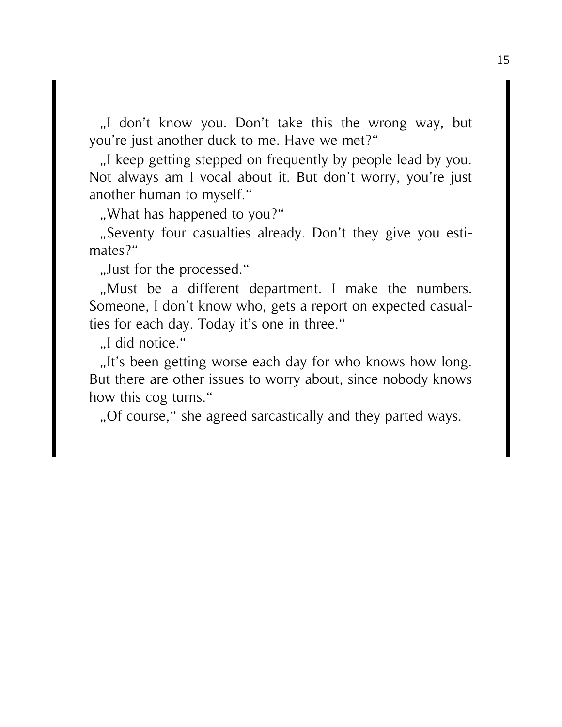„I don't know you. Don't take this the wrong way, but you're just another duck to me. Have we met?"

„I keep getting stepped on frequently by people lead by you. Not always am I vocal about it. But don't worry, you're just another human to myself."

„What has happened to you?"

„Seventy four casualties already. Don't they give you estimates?"

„Just for the processed."

„Must be a different department. I make the numbers. Someone, I don't know who, gets a report on expected casualties for each day. Today it's one in three."

„I did notice."

„It's been getting worse each day for who knows how long. But there are other issues to worry about, since nobody knows how this cog turns."

„Of course," she agreed sarcastically and they parted ways.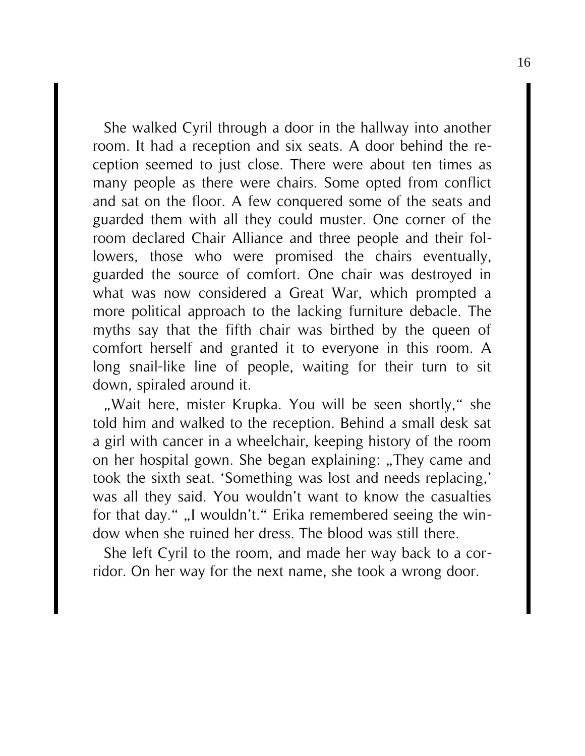She walked Cyril through a door in the hallway into another room. It had a reception and six seats. A door behind the reception seemed to just close. There were about ten times as many people as there were chairs. Some opted from conflict and sat on the floor. A few conquered some of the seats and guarded them with all they could muster. One corner of the room declared Chair Alliance and three people and their followers, those who were promised the chairs eventually, guarded the source of comfort. One chair was destroyed in what was now considered a Great War, which prompted a more political approach to the lacking furniture debacle. The myths say that the fifth chair was birthed by the queen of comfort herself and granted it to everyone in this room. A long snail-like line of people, waiting for their turn to sit down, spiraled around it.

„Wait here, mister Krupka. You will be seen shortly," she told him and walked to the reception. Behind a small desk sat a girl with cancer in a wheelchair, keeping history of the room on her hospital gown. She began explaining: „They came and took the sixth seat. 'Something was lost and needs replacing,' was all they said. You wouldn't want to know the casualties for that day." „I wouldn't." Erika remembered seeing the window when she ruined her dress. The blood was still there.

She left Cyril to the room, and made her way back to a corridor. On her way for the next name, she took a wrong door.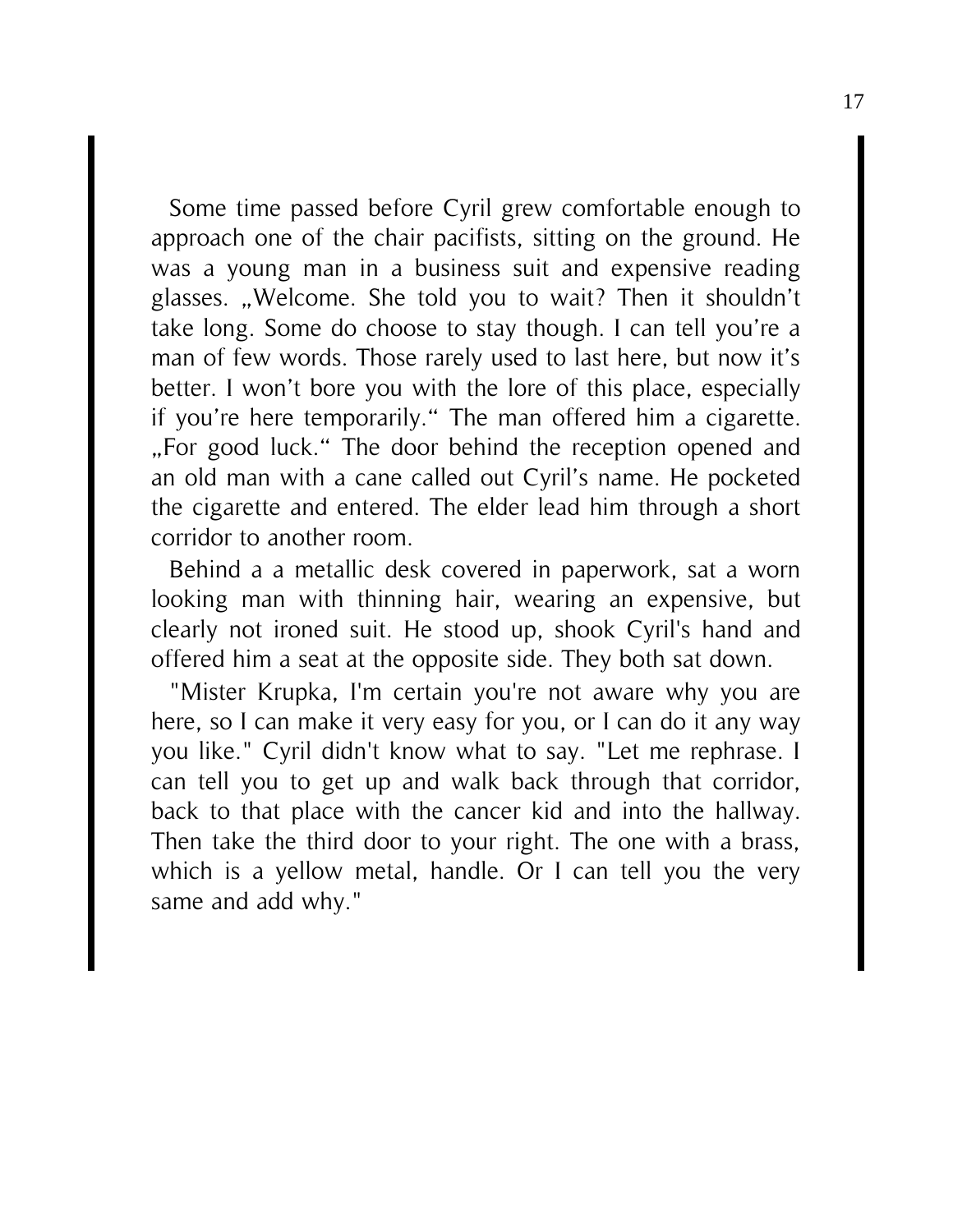Some time passed before Cyril grew comfortable enough to approach one of the chair pacifists, sitting on the ground. He was a young man in a business suit and expensive reading glasses. „Welcome. She told you to wait? Then it shouldn't take long. Some do choose to stay though. I can tell you're a man of few words. Those rarely used to last here, but now it's better. I won't bore you with the lore of this place, especially if you're here temporarily." The man offered him a cigarette. „For good luck." The door behind the reception opened and an old man with a cane called out Cyril's name. He pocketed the cigarette and entered. The elder lead him through a short corridor to another room.

Behind a a metallic desk covered in paperwork, sat a worn looking man with thinning hair, wearing an expensive, but clearly not ironed suit. He stood up, shook Cyril's hand and offered him a seat at the opposite side. They both sat down.

"Mister Krupka, I'm certain you're not aware why you are here, so I can make it very easy for you, or I can do it any way you like." Cyril didn't know what to say. "Let me rephrase. I can tell you to get up and walk back through that corridor, back to that place with the cancer kid and into the hallway. Then take the third door to your right. The one with a brass, which is a yellow metal, handle. Or I can tell you the very same and add why."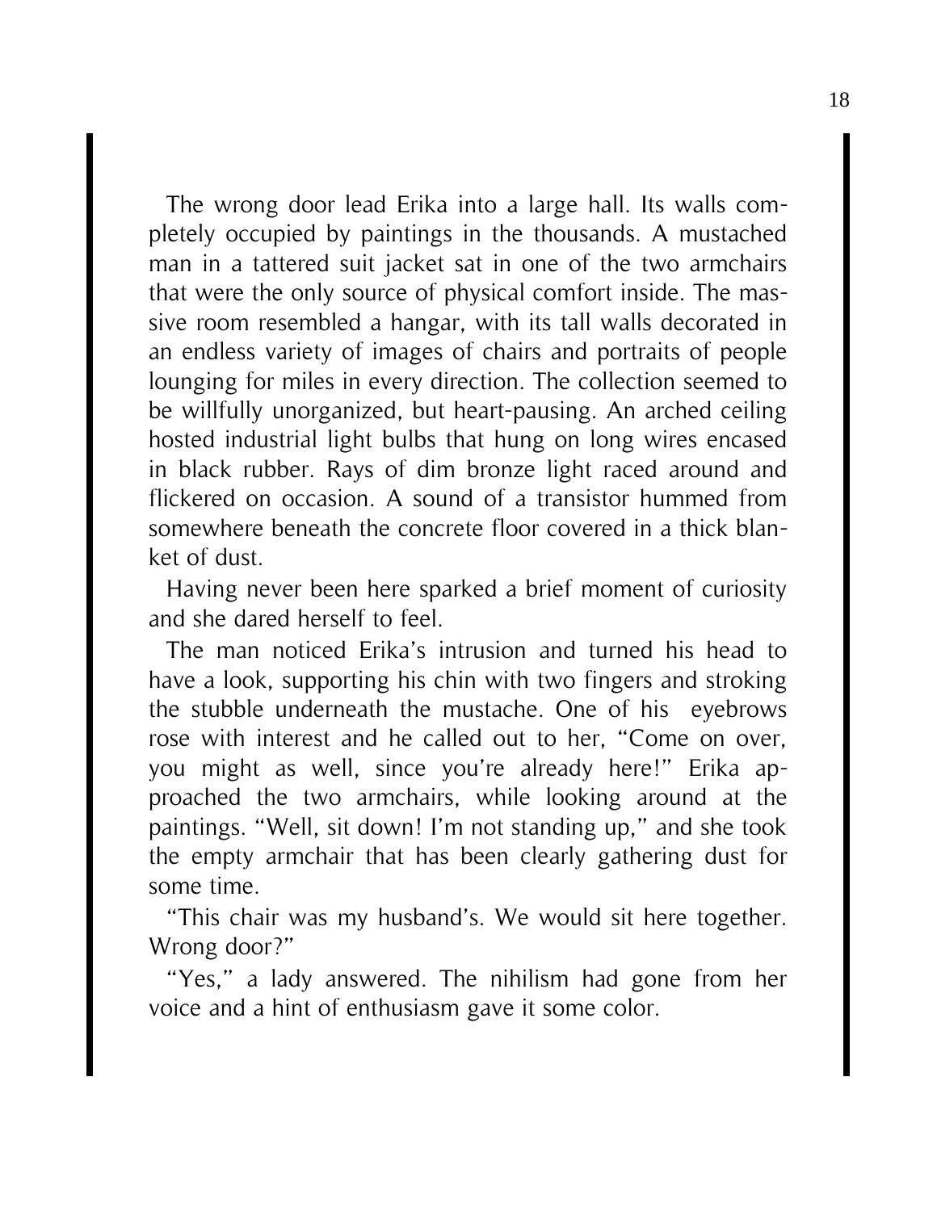The wrong door lead Erika into a large hall. Its walls completely occupied by paintings in the thousands. A mustached man in a tattered suit jacket sat in one of the two armchairs that were the only source of physical comfort inside. The massive room resembled a hangar, with its tall walls decorated in an endless variety of images of chairs and portraits of people lounging for miles in every direction. The collection seemed to be willfully unorganized, but heart-pausing. An arched ceiling hosted industrial light bulbs that hung on long wires encased in black rubber. Rays of dim bronze light raced around and flickered on occasion. A sound of a transistor hummed from somewhere beneath the concrete floor covered in a thick blanket of dust.

Having never been here sparked a brief moment of curiosity and she dared herself to feel.

The man noticed Erika's intrusion and turned his head to have a look, supporting his chin with two fingers and stroking the stubble underneath the mustache. One of his eyebrows rose with interest and he called out to her, "Come on over, you might as well, since you're already here!" Erika approached the two armchairs, while looking around at the paintings. "Well, sit down! I'm not standing up," and she took the empty armchair that has been clearly gathering dust for some time.

"This chair was my husband's. We would sit here together. Wrong door?"

"Yes," a lady answered. The nihilism had gone from her voice and a hint of enthusiasm gave it some color.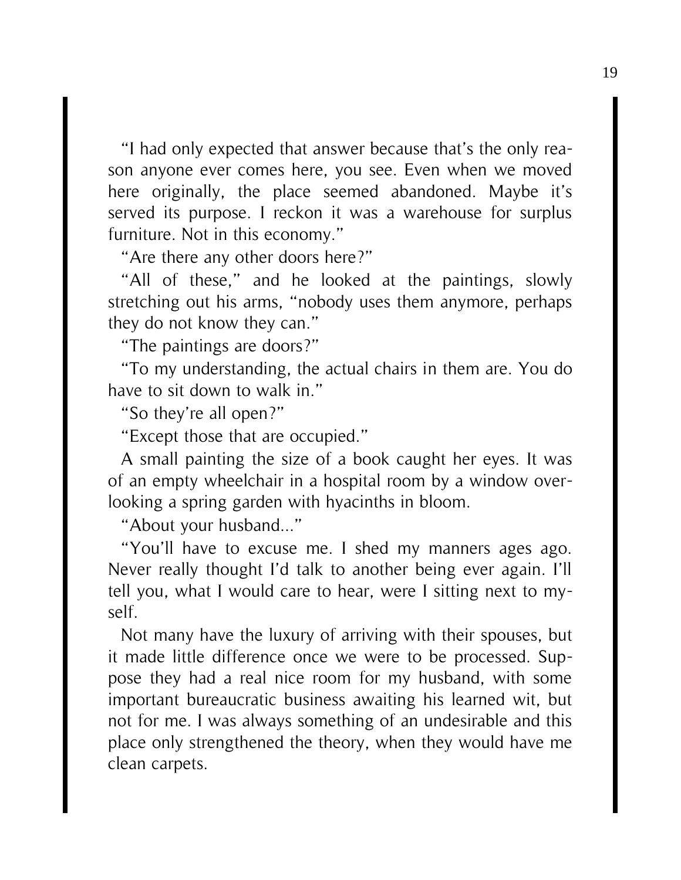"I had only expected that answer because that's the only reason anyone ever comes here, you see. Even when we moved here originally, the place seemed abandoned. Maybe it's served its purpose. I reckon it was a warehouse for surplus furniture. Not in this economy."

"Are there any other doors here?"

"All of these," and he looked at the paintings, slowly stretching out his arms, "nobody uses them anymore, perhaps they do not know they can."

"The paintings are doors?"

"To my understanding, the actual chairs in them are. You do have to sit down to walk in."

"So they're all open?"

"Except those that are occupied."

A small painting the size of a book caught her eyes. It was of an empty wheelchair in a hospital room by a window overlooking a spring garden with hyacinths in bloom.

"About your husband..."

"You'll have to excuse me. I shed my manners ages ago. Never really thought I'd talk to another being ever again. I'll tell you, what I would care to hear, were I sitting next to myself.

Not many have the luxury of arriving with their spouses, but it made little difference once we were to be processed. Suppose they had a real nice room for my husband, with some important bureaucratic business awaiting his learned wit, but not for me. I was always something of an undesirable and this place only strengthened the theory, when they would have me clean carpets.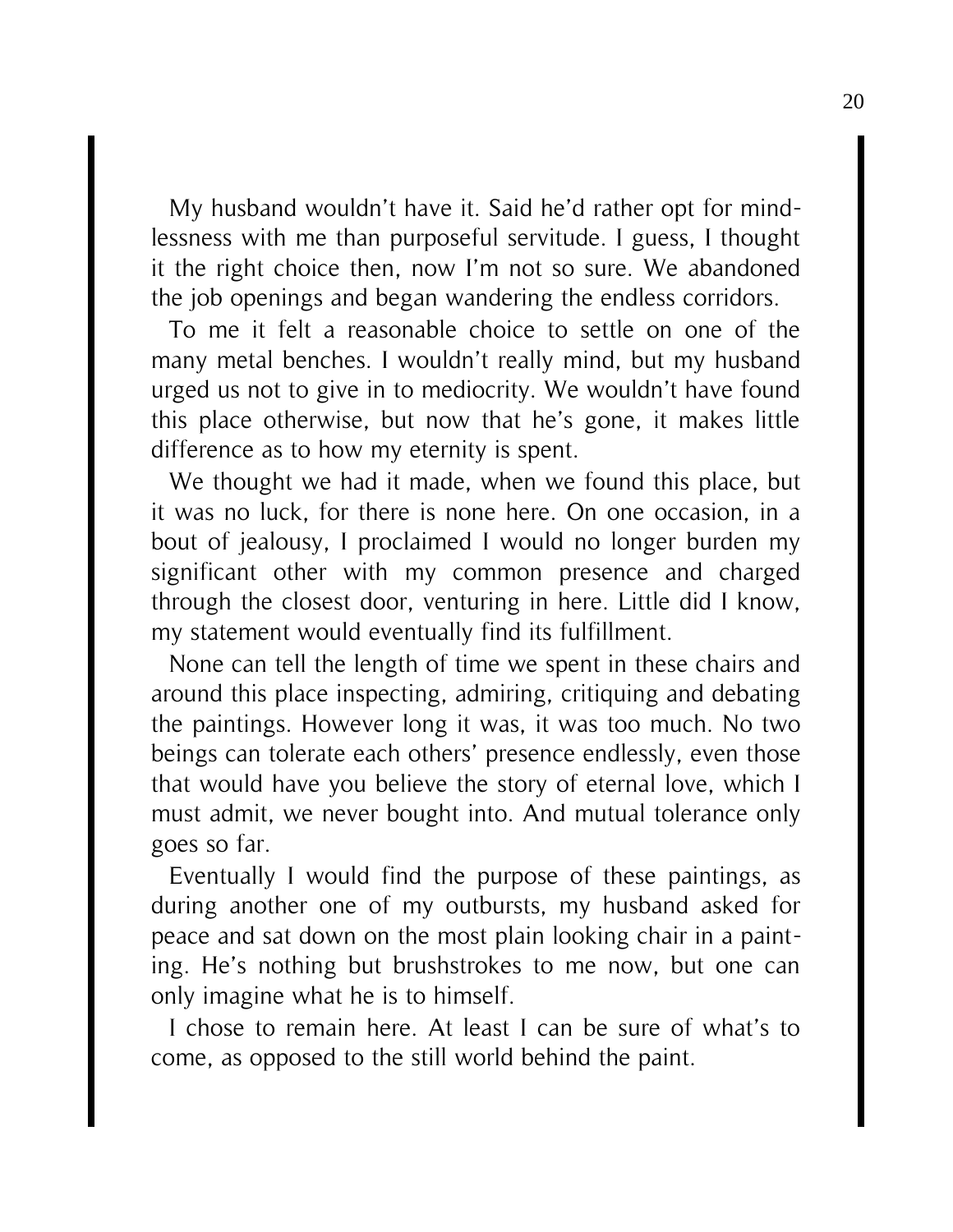My husband wouldn't have it. Said he'd rather opt for mindlessness with me than purposeful servitude. I guess, I thought it the right choice then, now I'm not so sure. We abandoned the job openings and began wandering the endless corridors.

To me it felt a reasonable choice to settle on one of the many metal benches. I wouldn't really mind, but my husband urged us not to give in to mediocrity. We wouldn't have found this place otherwise, but now that he's gone, it makes little difference as to how my eternity is spent.

We thought we had it made, when we found this place, but it was no luck, for there is none here. On one occasion, in a bout of jealousy, I proclaimed I would no longer burden my significant other with my common presence and charged through the closest door, venturing in here. Little did I know, my statement would eventually find its fulfillment.

None can tell the length of time we spent in these chairs and around this place inspecting, admiring, critiquing and debating the paintings. However long it was, it was too much. No two beings can tolerate each others' presence endlessly, even those that would have you believe the story of eternal love, which I must admit, we never bought into. And mutual tolerance only goes so far.

Eventually I would find the purpose of these paintings, as during another one of my outbursts, my husband asked for peace and sat down on the most plain looking chair in a painting. He's nothing but brushstrokes to me now, but one can only imagine what he is to himself.

I chose to remain here. At least I can be sure of what's to come, as opposed to the still world behind the paint.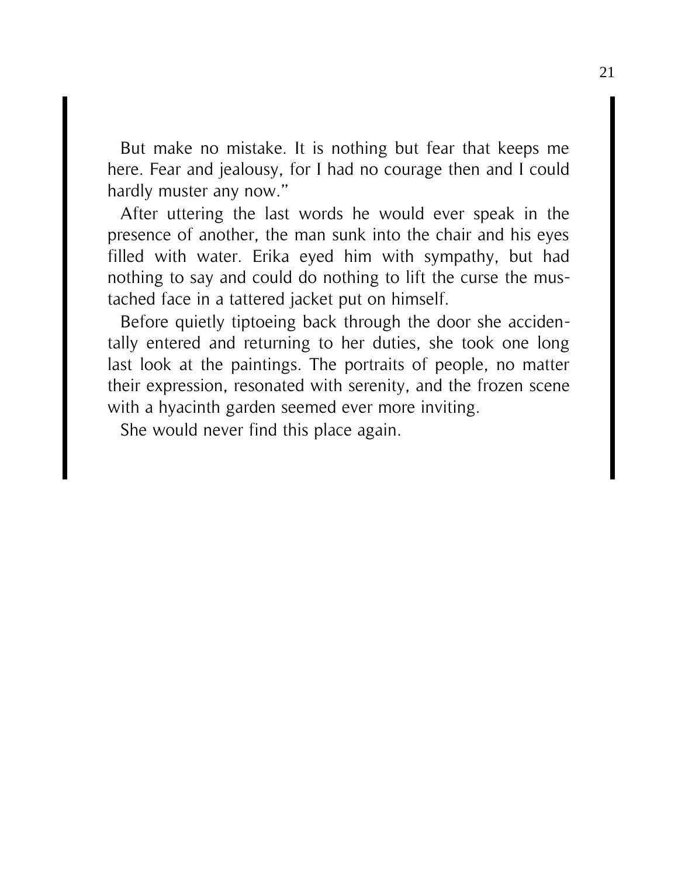But make no mistake. It is nothing but fear that keeps me here. Fear and jealousy, for I had no courage then and I could hardly muster any now."

After uttering the last words he would ever speak in the presence of another, the man sunk into the chair and his eyes filled with water. Erika eyed him with sympathy, but had nothing to say and could do nothing to lift the curse the mustached face in a tattered jacket put on himself.

Before quietly tiptoeing back through the door she accidentally entered and returning to her duties, she took one long last look at the paintings. The portraits of people, no matter their expression, resonated with serenity, and the frozen scene with a hyacinth garden seemed ever more inviting.

She would never find this place again.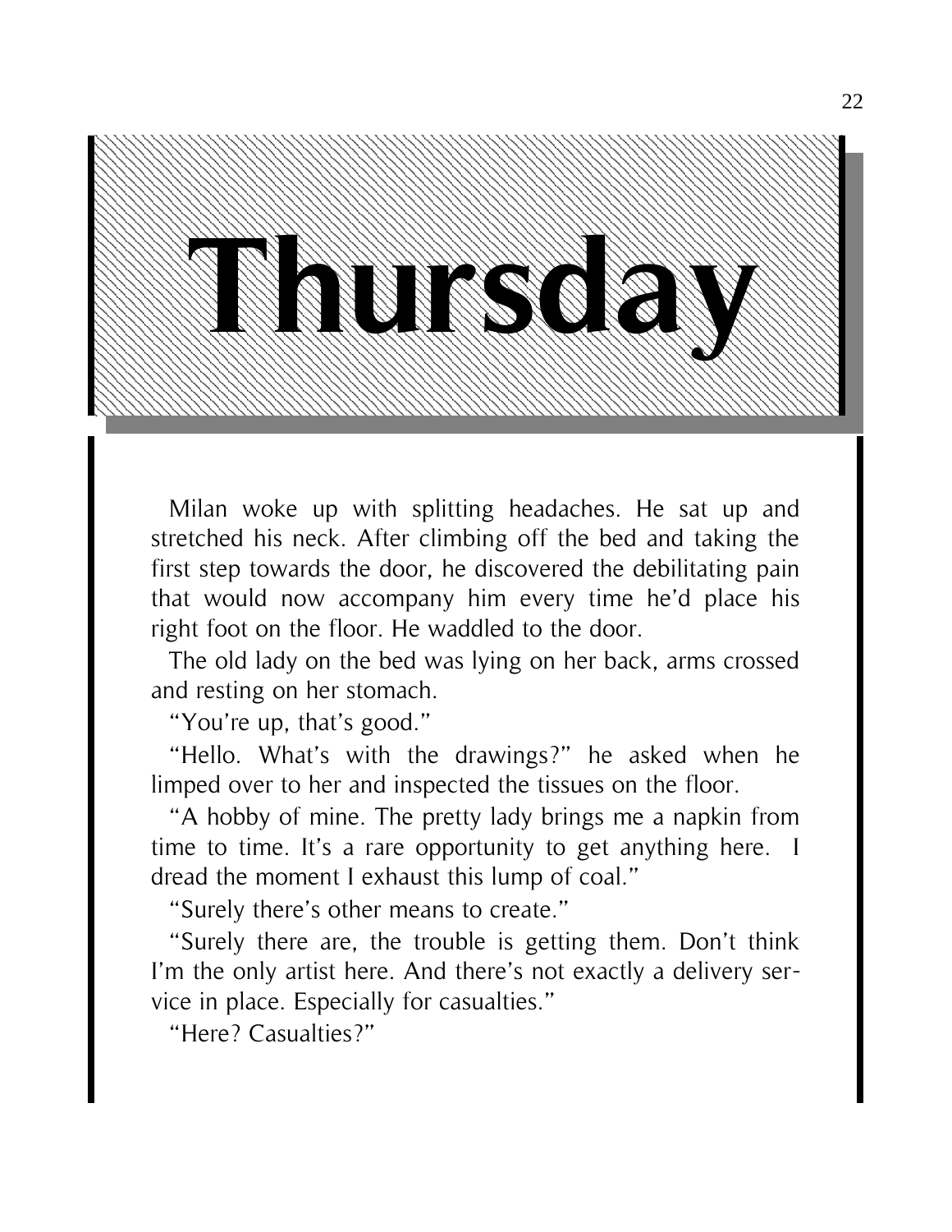# Thursday

Milan woke up with splitting headaches. He sat up and stretched his neck. After climbing off the bed and taking the first step towards the door, he discovered the debilitating pain that would now accompany him every time he'd place his right foot on the floor. He waddled to the door.

The old lady on the bed was lying on her back, arms crossed and resting on her stomach.

"You're up, that's good."

"Hello. What's with the drawings?" he asked when he limped over to her and inspected the tissues on the floor.

"A hobby of mine. The pretty lady brings me a napkin from time to time. It's a rare opportunity to get anything here. I dread the moment I exhaust this lump of coal."

"Surely there's other means to create."

"Surely there are, the trouble is getting them. Don't think I'm the only artist here. And there's not exactly a delivery service in place. Especially for casualties."

"Here? Casualties?"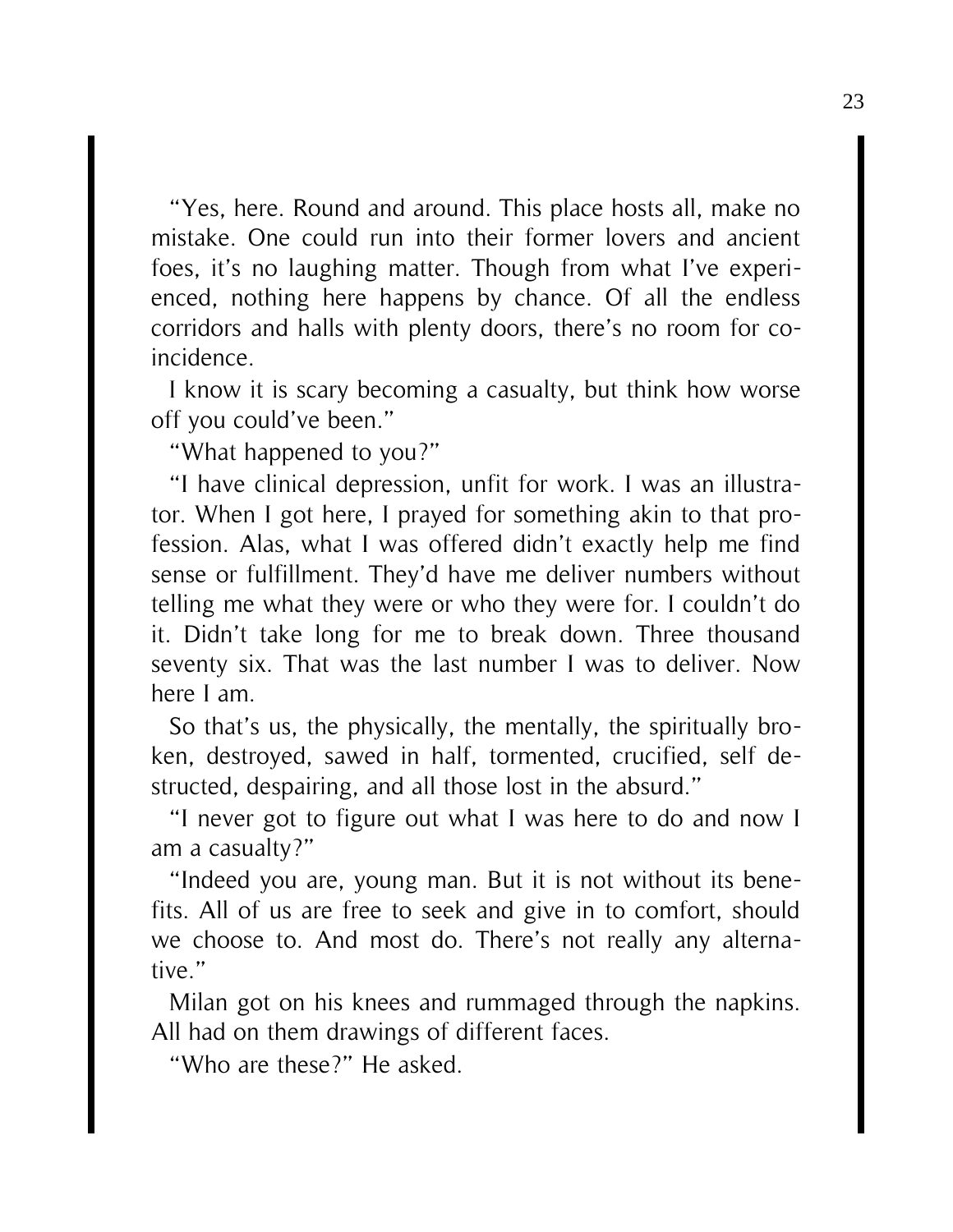"Yes, here. Round and around. This place hosts all, make no mistake. One could run into their former lovers and ancient foes, it's no laughing matter. Though from what I've experienced, nothing here happens by chance. Of all the endless corridors and halls with plenty doors, there's no room for coincidence.

I know it is scary becoming a casualty, but think how worse off you could've been."

"What happened to you?"

"I have clinical depression, unfit for work. I was an illustrator. When I got here, I prayed for something akin to that profession. Alas, what I was offered didn't exactly help me find sense or fulfillment. They'd have me deliver numbers without telling me what they were or who they were for. I couldn't do it. Didn't take long for me to break down. Three thousand seventy six. That was the last number I was to deliver. Now here I am.

So that's us, the physically, the mentally, the spiritually broken, destroyed, sawed in half, tormented, crucified, self destructed, despairing, and all those lost in the absurd."

"I never got to figure out what I was here to do and now I am a casualty?"

"Indeed you are, young man. But it is not without its benefits. All of us are free to seek and give in to comfort, should we choose to. And most do. There's not really any alternative."

Milan got on his knees and rummaged through the napkins. All had on them drawings of different faces.

"Who are these?" He asked.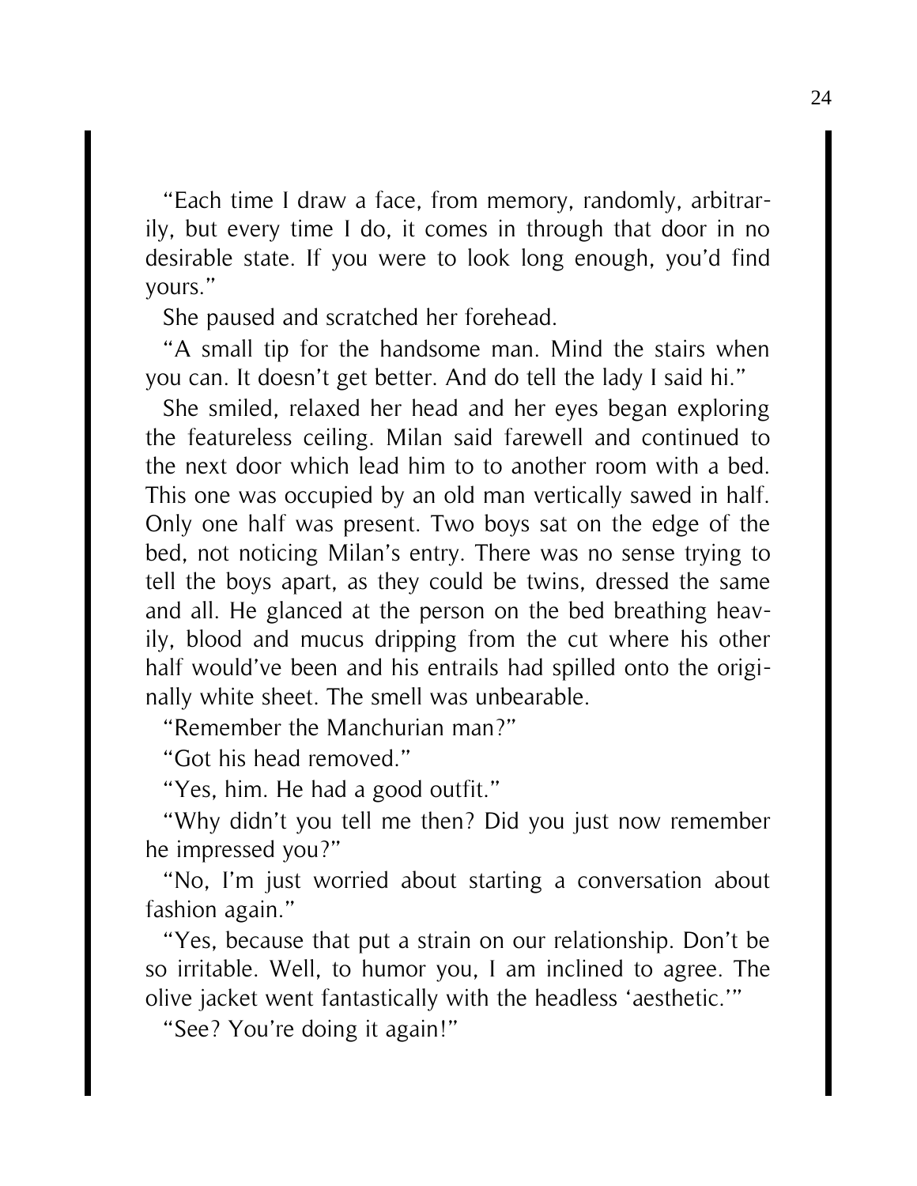"Each time I draw a face, from memory, randomly, arbitrarily, but every time I do, it comes in through that door in no desirable state. If you were to look long enough, you'd find yours."

She paused and scratched her forehead.

"A small tip for the handsome man. Mind the stairs when you can. It doesn't get better. And do tell the lady I said hi."

She smiled, relaxed her head and her eyes began exploring the featureless ceiling. Milan said farewell and continued to the next door which lead him to to another room with a bed. This one was occupied by an old man vertically sawed in half. Only one half was present. Two boys sat on the edge of the bed, not noticing Milan's entry. There was no sense trying to tell the boys apart, as they could be twins, dressed the same and all. He glanced at the person on the bed breathing heavily, blood and mucus dripping from the cut where his other half would've been and his entrails had spilled onto the originally white sheet. The smell was unbearable.

"Remember the Manchurian man?"

"Got his head removed."

"Yes, him. He had a good outfit."

"Why didn't you tell me then? Did you just now remember he impressed you?"

"No, I'm just worried about starting a conversation about fashion again."

"Yes, because that put a strain on our relationship. Don't be so irritable. Well, to humor you, I am inclined to agree. The olive jacket went fantastically with the headless 'aesthetic.'"

"See? You're doing it again!"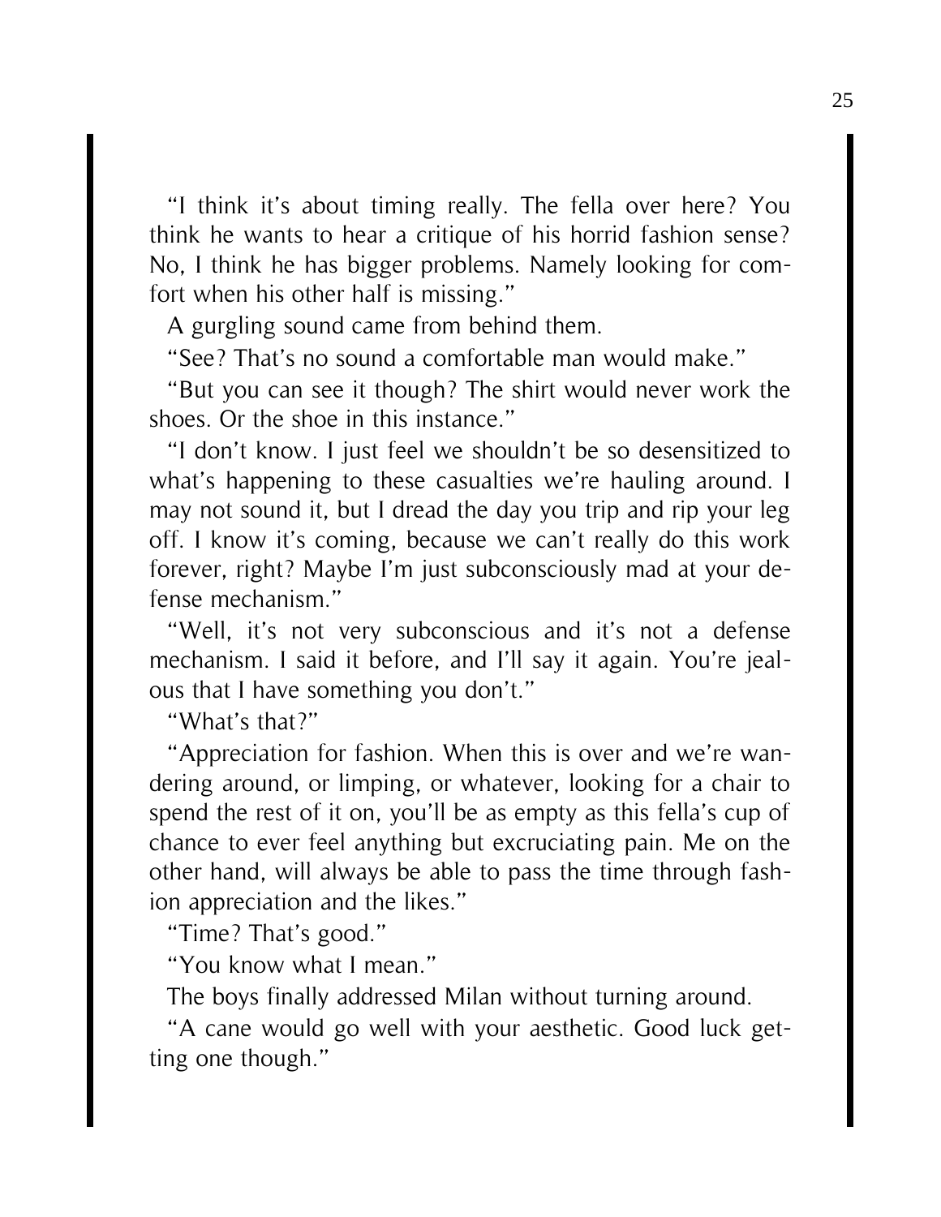"I think it's about timing really. The fella over here? You think he wants to hear a critique of his horrid fashion sense? No, I think he has bigger problems. Namely looking for comfort when his other half is missing."

A gurgling sound came from behind them.

"See? That's no sound a comfortable man would make."

"But you can see it though? The shirt would never work the shoes. Or the shoe in this instance."

"I don't know. I just feel we shouldn't be so desensitized to what's happening to these casualties we're hauling around. I may not sound it, but I dread the day you trip and rip your leg off. I know it's coming, because we can't really do this work forever, right? Maybe I'm just subconsciously mad at your defense mechanism."

"Well, it's not very subconscious and it's not a defense mechanism. I said it before, and I'll say it again. You're jealous that I have something you don't."

"What's that?"

"Appreciation for fashion. When this is over and we're wandering around, or limping, or whatever, looking for a chair to spend the rest of it on, you'll be as empty as this fella's cup of chance to ever feel anything but excruciating pain. Me on the other hand, will always be able to pass the time through fashion appreciation and the likes."

"Time? That's good."

"You know what I mean."

The boys finally addressed Milan without turning around.

"A cane would go well with your aesthetic. Good luck getting one though."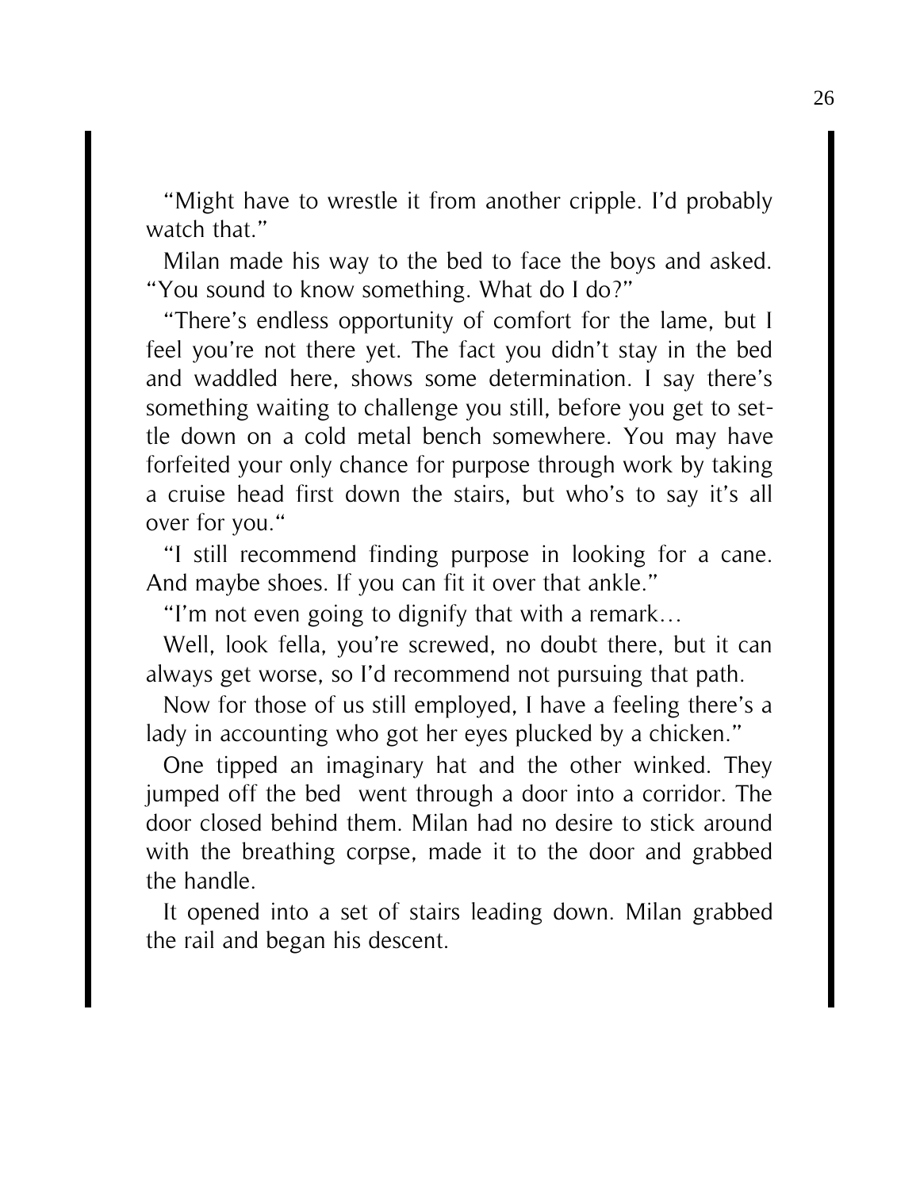"Might have to wrestle it from another cripple. I'd probably watch that."

Milan made his way to the bed to face the boys and asked. "You sound to know something. What do I do?"

"There's endless opportunity of comfort for the lame, but I feel you're not there yet. The fact you didn't stay in the bed and waddled here, shows some determination. I say there's something waiting to challenge you still, before you get to settle down on a cold metal bench somewhere. You may have forfeited your only chance for purpose through work by taking a cruise head first down the stairs, but who's to say it's all over for you."

"I still recommend finding purpose in looking for a cane. And maybe shoes. If you can fit it over that ankle."

"I'm not even going to dignify that with a remark…

Well, look fella, you're screwed, no doubt there, but it can always get worse, so I'd recommend not pursuing that path.

Now for those of us still employed, I have a feeling there's a lady in accounting who got her eyes plucked by a chicken."

One tipped an imaginary hat and the other winked. They jumped off the bed  went through a door into a corridor. The door closed behind them. Milan had no desire to stick around with the breathing corpse, made it to the door and grabbed the handle.

It opened into a set of stairs leading down. Milan grabbed the rail and began his descent.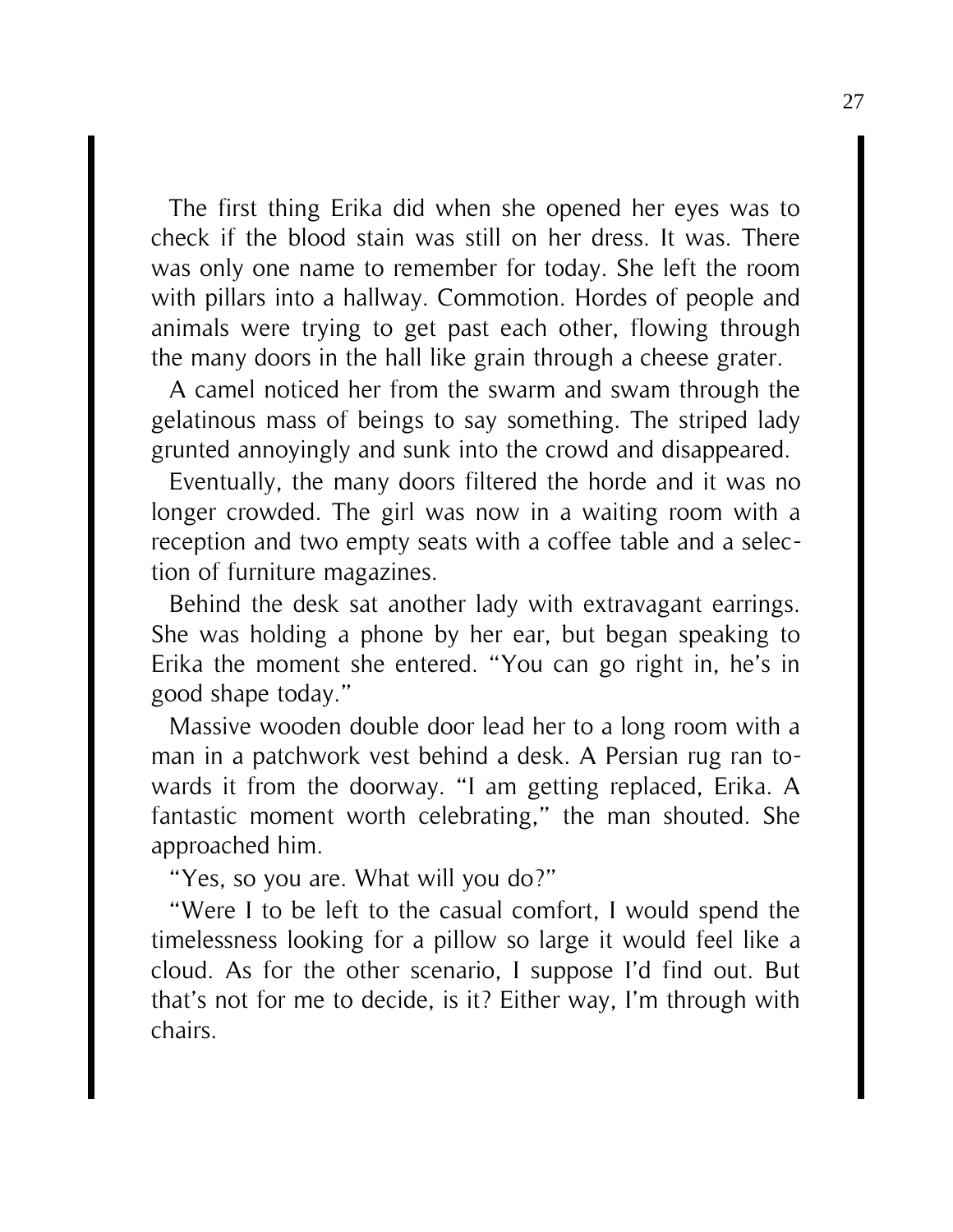The first thing Erika did when she opened her eyes was to check if the blood stain was still on her dress. It was. There was only one name to remember for today. She left the room with pillars into a hallway. Commotion. Hordes of people and animals were trying to get past each other, flowing through the many doors in the hall like grain through a cheese grater.

A camel noticed her from the swarm and swam through the gelatinous mass of beings to say something. The striped lady grunted annoyingly and sunk into the crowd and disappeared.

Eventually, the many doors filtered the horde and it was no longer crowded. The girl was now in a waiting room with a reception and two empty seats with a coffee table and a selection of furniture magazines.

Behind the desk sat another lady with extravagant earrings. She was holding a phone by her ear, but began speaking to Erika the moment she entered. "You can go right in, he's in good shape today."

Massive wooden double door lead her to a long room with a man in a patchwork vest behind a desk. A Persian rug ran towards it from the doorway. "I am getting replaced, Erika. A fantastic moment worth celebrating," the man shouted. She approached him.

"Yes, so you are. What will you do?"

"Were I to be left to the casual comfort, I would spend the timelessness looking for a pillow so large it would feel like a cloud. As for the other scenario, I suppose I'd find out. But that's not for me to decide, is it? Either way, I'm through with chairs.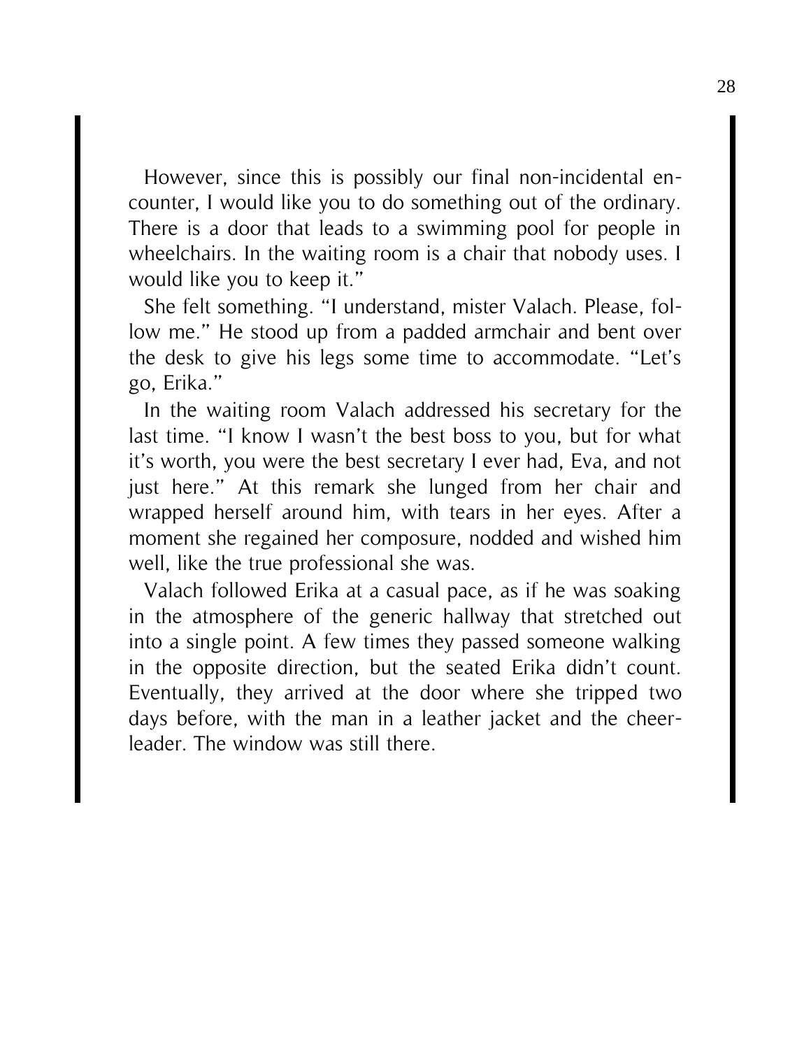However, since this is possibly our final non-incidental encounter, I would like you to do something out of the ordinary. There is a door that leads to a swimming pool for people in wheelchairs. In the waiting room is a chair that nobody uses. I would like you to keep it."

She felt something. "I understand, mister Valach. Please, follow me." He stood up from a padded armchair and bent over the desk to give his legs some time to accommodate. "Let's go, Erika."

In the waiting room Valach addressed his secretary for the last time. "I know I wasn't the best boss to you, but for what it's worth, you were the best secretary I ever had, Eva, and not just here." At this remark she lunged from her chair and wrapped herself around him, with tears in her eyes. After a moment she regained her composure, nodded and wished him well, like the true professional she was.

Valach followed Erika at a casual pace, as if he was soaking in the atmosphere of the generic hallway that stretched out into a single point. A few times they passed someone walking in the opposite direction, but the seated Erika didn't count. Eventually, they arrived at the door where she tripped two days before, with the man in a leather jacket and the cheerleader. The window was still there.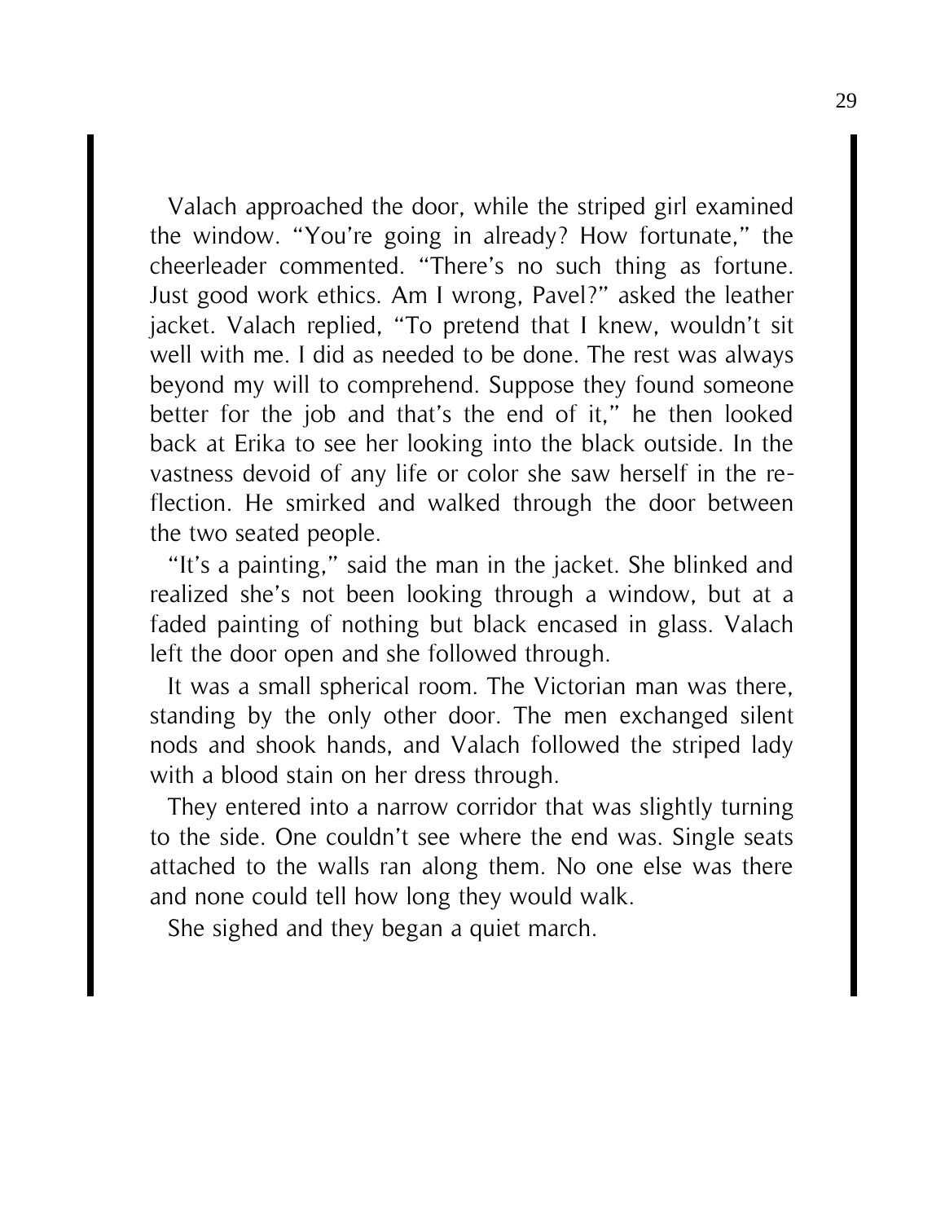Valach approached the door, while the striped girl examined the window. "You're going in already? How fortunate," the cheerleader commented. "There's no such thing as fortune. Just good work ethics. Am I wrong, Pavel?" asked the leather jacket. Valach replied, "To pretend that I knew, wouldn't sit well with me. I did as needed to be done. The rest was always beyond my will to comprehend. Suppose they found someone better for the job and that's the end of it," he then looked back at Erika to see her looking into the black outside. In the vastness devoid of any life or color she saw herself in the reflection. He smirked and walked through the door between the two seated people.

"It's a painting," said the man in the jacket. She blinked and realized she's not been looking through a window, but at a faded painting of nothing but black encased in glass. Valach left the door open and she followed through.

It was a small spherical room. The Victorian man was there, standing by the only other door. The men exchanged silent nods and shook hands, and Valach followed the striped lady with a blood stain on her dress through.

They entered into a narrow corridor that was slightly turning to the side. One couldn't see where the end was. Single seats attached to the walls ran along them. No one else was there and none could tell how long they would walk.

She sighed and they began a quiet march.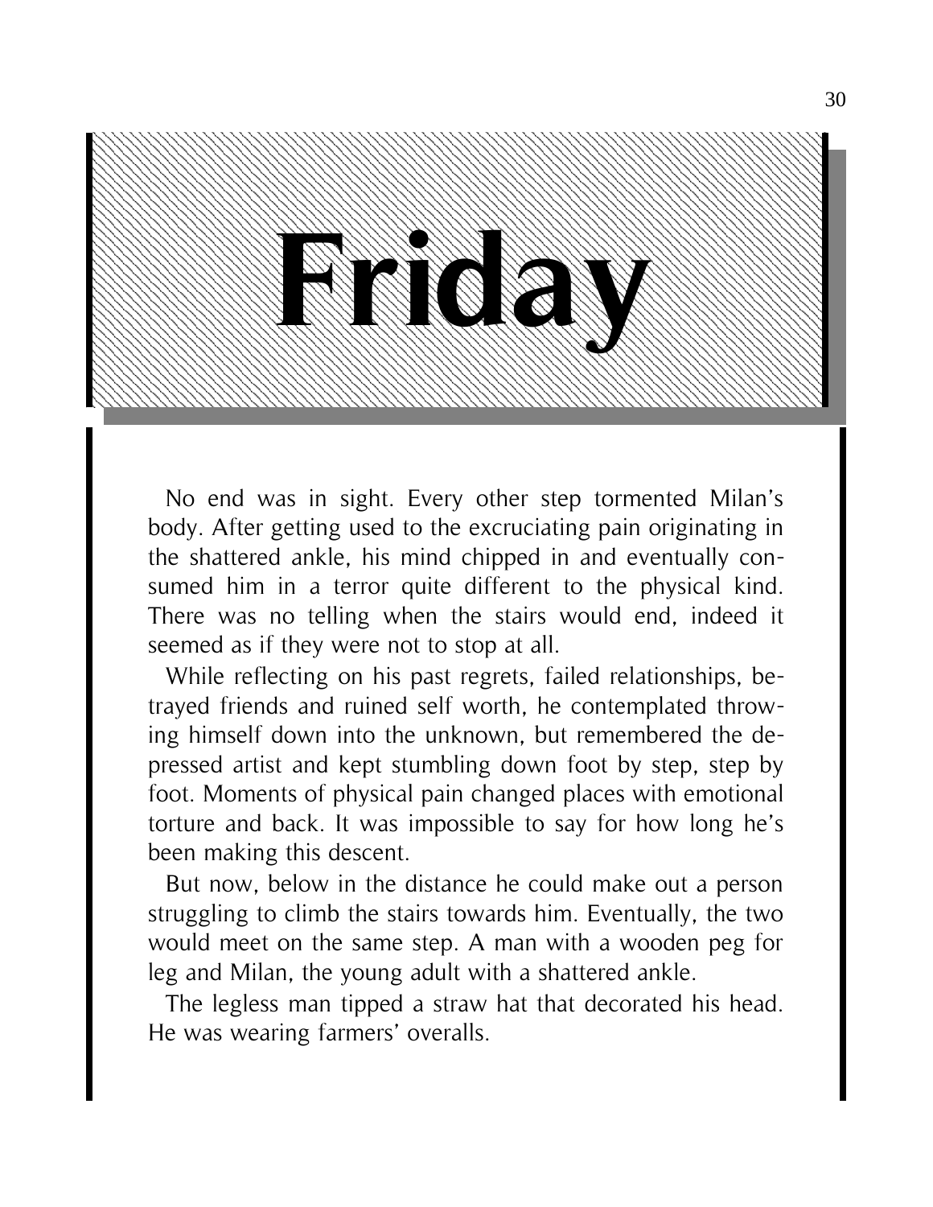# Friday

No end was in sight. Every other step tormented Milan's body. After getting used to the excruciating pain originating in the shattered ankle, his mind chipped in and eventually consumed him in a terror quite different to the physical kind. There was no telling when the stairs would end, indeed it seemed as if they were not to stop at all.

While reflecting on his past regrets, failed relationships, betrayed friends and ruined self worth, he contemplated throwing himself down into the unknown, but remembered the depressed artist and kept stumbling down foot by step, step by foot. Moments of physical pain changed places with emotional torture and back. It was impossible to say for how long he's been making this descent.

But now, below in the distance he could make out a person struggling to climb the stairs towards him. Eventually, the two would meet on the same step. A man with a wooden peg for leg and Milan, the young adult with a shattered ankle.

The legless man tipped a straw hat that decorated his head. He was wearing farmers' overalls.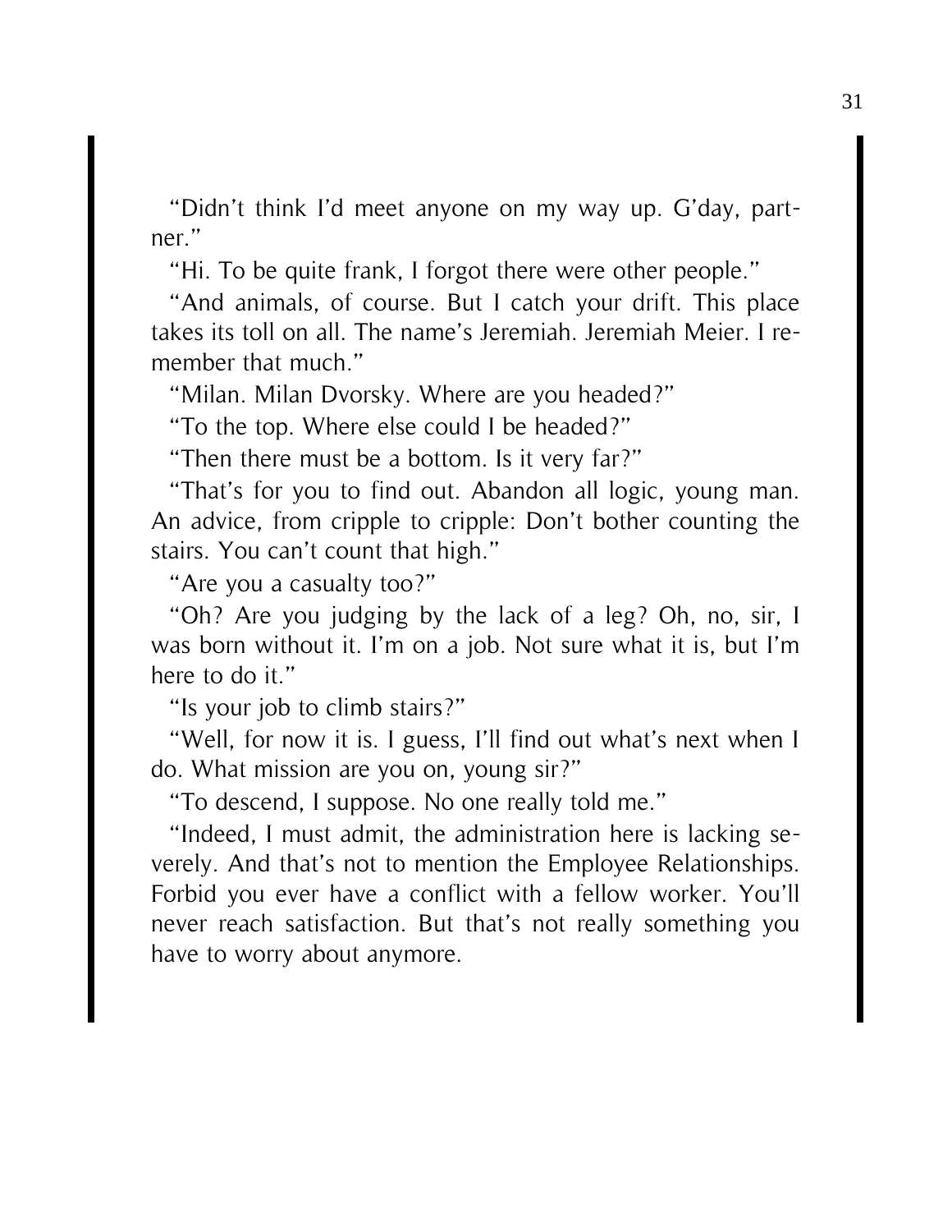"Didn't think I'd meet anyone on my way up. G'day, partner."

"Hi. To be quite frank, I forgot there were other people."

"And animals, of course. But I catch your drift. This place takes its toll on all. The name's Jeremiah. Jeremiah Meier. I remember that much."

"Milan. Milan Dvorsky. Where are you headed?"

"To the top. Where else could I be headed?"

"Then there must be a bottom. Is it very far?"

"That's for you to find out. Abandon all logic, young man. An advice, from cripple to cripple: Don't bother counting the stairs. You can't count that high."

"Are you a casualty too?"

"Oh? Are you judging by the lack of a leg? Oh, no, sir, I was born without it. I'm on a job. Not sure what it is, but I'm here to do it."

"Is your job to climb stairs?"

"Well, for now it is. I guess, I'll find out what's next when I do. What mission are you on, young sir?"

"To descend, I suppose. No one really told me."

"Indeed, I must admit, the administration here is lacking severely. And that's not to mention the Employee Relationships. Forbid you ever have a conflict with a fellow worker. You'll never reach satisfaction. But that's not really something you have to worry about anymore.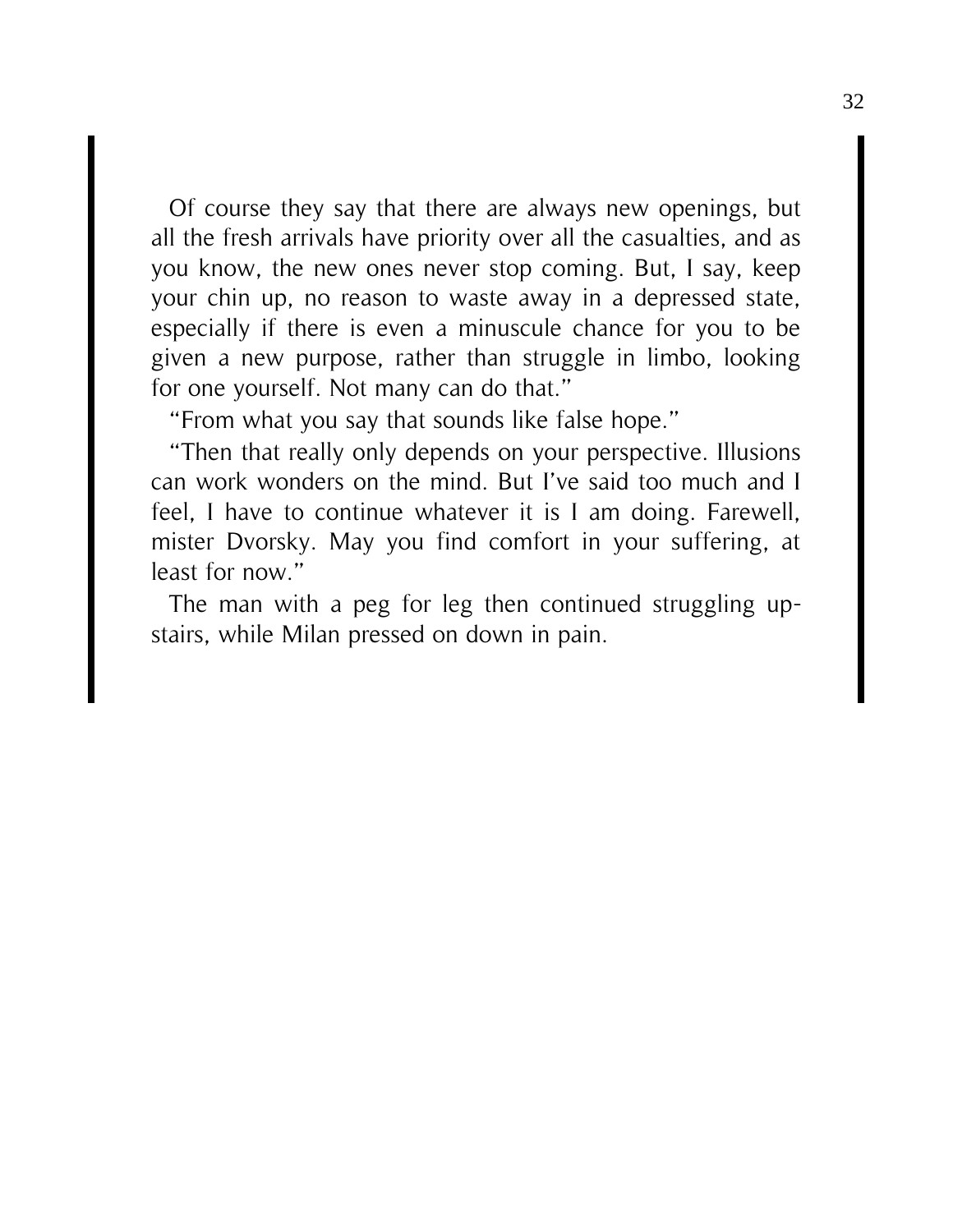Of course they say that there are always new openings, but all the fresh arrivals have priority over all the casualties, and as you know, the new ones never stop coming. But, I say, keep your chin up, no reason to waste away in a depressed state, especially if there is even a minuscule chance for you to be given a new purpose, rather than struggle in limbo, looking for one yourself. Not many can do that."

"From what you say that sounds like false hope."

"Then that really only depends on your perspective. Illusions can work wonders on the mind. But I've said too much and I feel, I have to continue whatever it is I am doing. Farewell, mister Dvorsky. May you find comfort in your suffering, at least for now."

The man with a peg for leg then continued struggling upstairs, while Milan pressed on down in pain.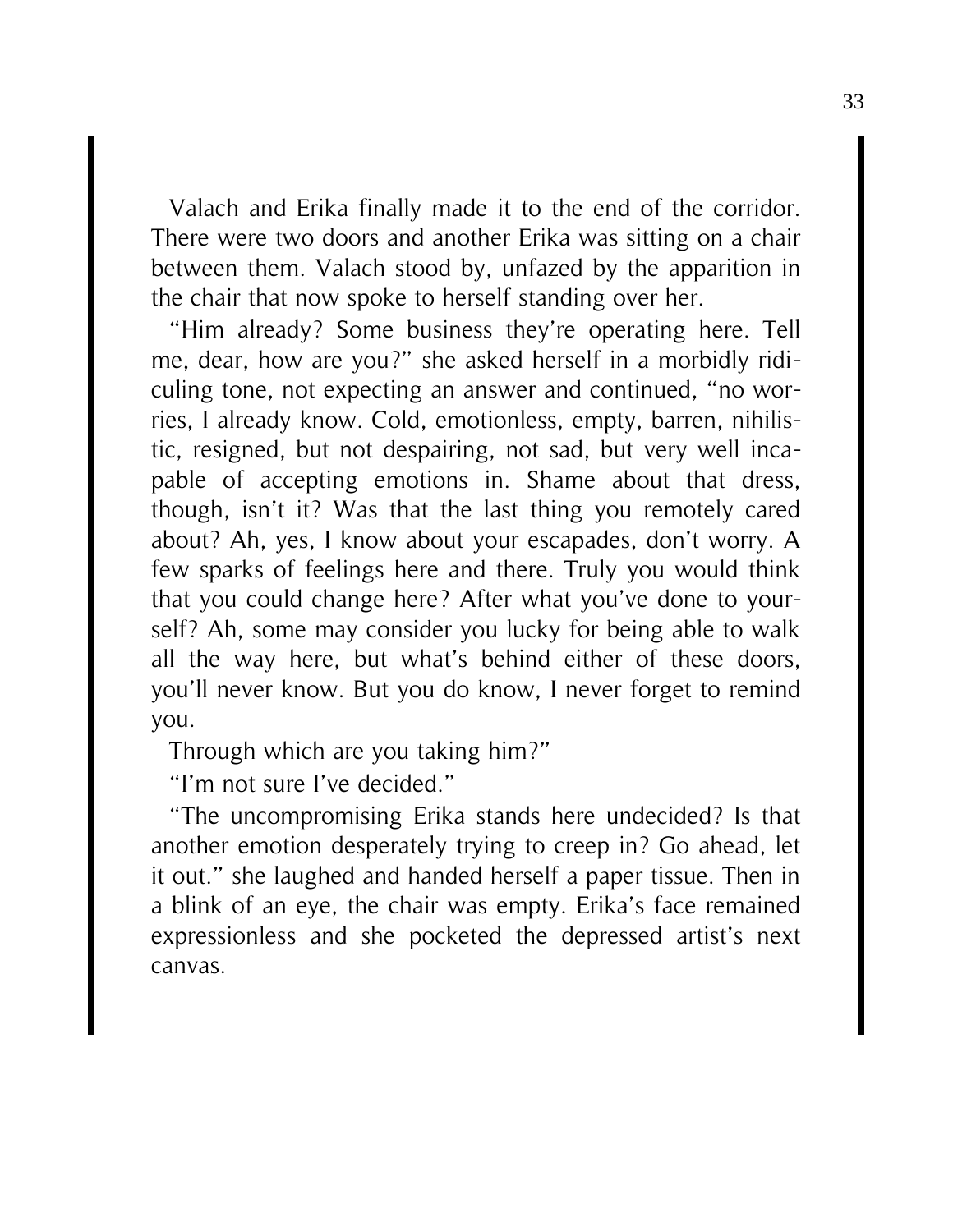Valach and Erika finally made it to the end of the corridor. There were two doors and another Erika was sitting on a chair between them. Valach stood by, unfazed by the apparition in the chair that now spoke to herself standing over her.

"Him already? Some business they're operating here. Tell me, dear, how are you?" she asked herself in a morbidly ridiculing tone, not expecting an answer and continued, "no worries, I already know. Cold, emotionless, empty, barren, nihilistic, resigned, but not despairing, not sad, but very well incapable of accepting emotions in. Shame about that dress, though, isn't it? Was that the last thing you remotely cared about? Ah, yes, I know about your escapades, don't worry. A few sparks of feelings here and there. Truly you would think that you could change here? After what you've done to yourself? Ah, some may consider you lucky for being able to walk all the way here, but what's behind either of these doors, you'll never know. But you do know, I never forget to remind you.

Through which are you taking him?"

"I'm not sure I've decided."

"The uncompromising Erika stands here undecided? Is that another emotion desperately trying to creep in? Go ahead, let it out." she laughed and handed herself a paper tissue. Then in a blink of an eye, the chair was empty. Erika's face remained expressionless and she pocketed the depressed artist's next canvas.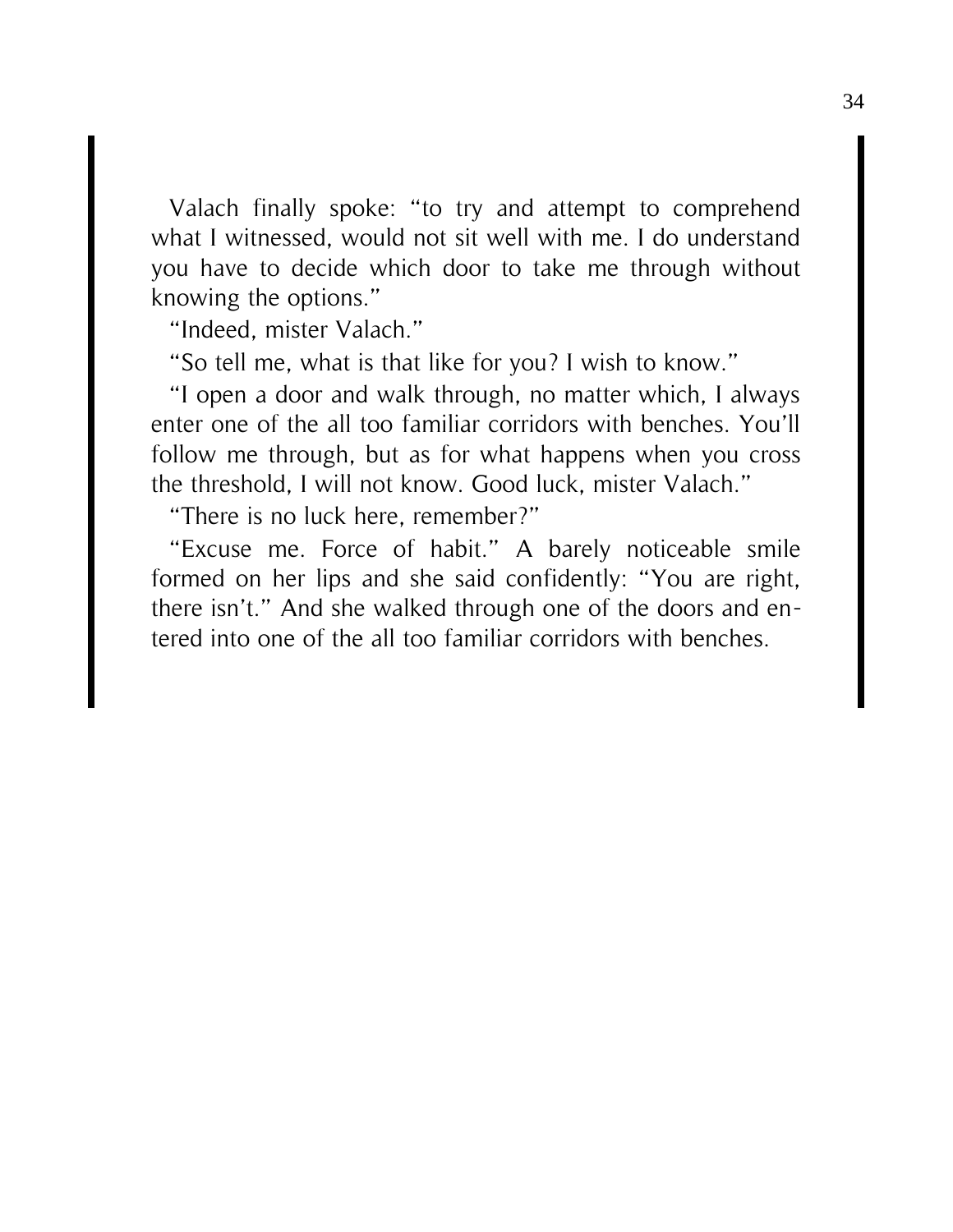Valach finally spoke: "to try and attempt to comprehend what I witnessed, would not sit well with me. I do understand you have to decide which door to take me through without knowing the options."

"Indeed, mister Valach."

"So tell me, what is that like for you? I wish to know."

"I open a door and walk through, no matter which, I always enter one of the all too familiar corridors with benches. You'll follow me through, but as for what happens when you cross the threshold, I will not know. Good luck, mister Valach."

"There is no luck here, remember?"

"Excuse me. Force of habit." A barely noticeable smile formed on her lips and she said confidently: "You are right, there isn't." And she walked through one of the doors and entered into one of the all too familiar corridors with benches.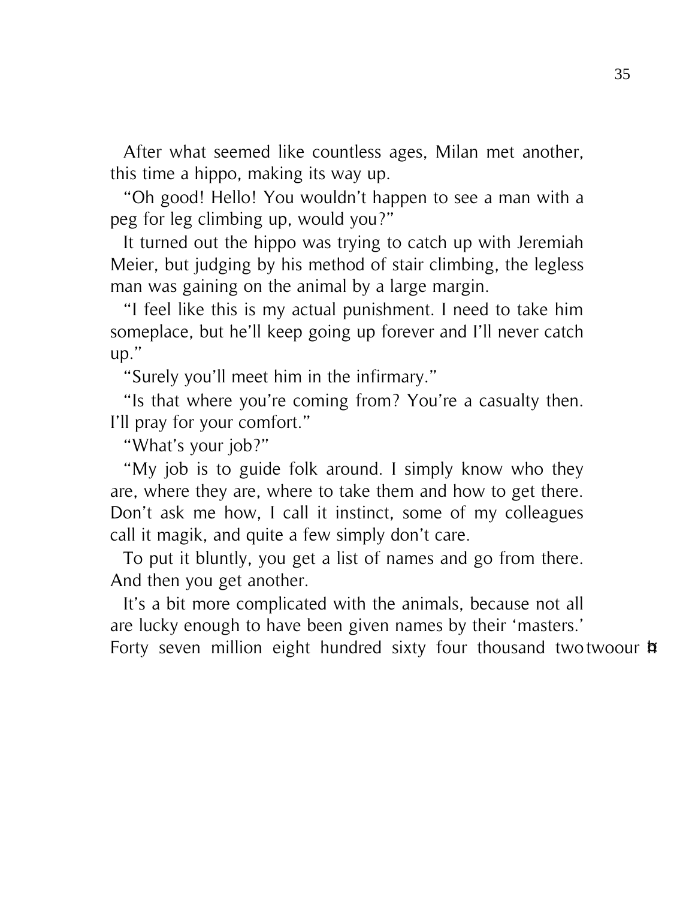After what seemed like countless ages, Milan met another, this time a hippo, making its way up.

"Oh good! Hello! You wouldn't happen to see a man with a peg for leg climbing up, would you?"

It turned out the hippo was trying to catch up with Jeremiah Meier, but judging by his method of stair climbing, the legless man was gaining on the animal by a large margin.

"I feel like this is my actual punishment. I need to take him someplace, but he'll keep going up forever and I'll never catch up."

"Surely you'll meet him in the infirmary."

"Is that where you're coming from? You're a casualty then. I'll pray for your comfort."

"What's your job?"

"My job is to guide folk around. I simply know who they are, where they are, where to take them and how to get there. Don't ask me how, I call it instinct, some of my colleagues call it magik, and quite a few simply don't care.

To put it bluntly, you get a list of names and go from there. And then you get another.

It's a bit more complicated with the animals, because not all are lucky enough to have been given names by their 'masters.' Forty seven million eight hundred sixty four thousand twotwoour h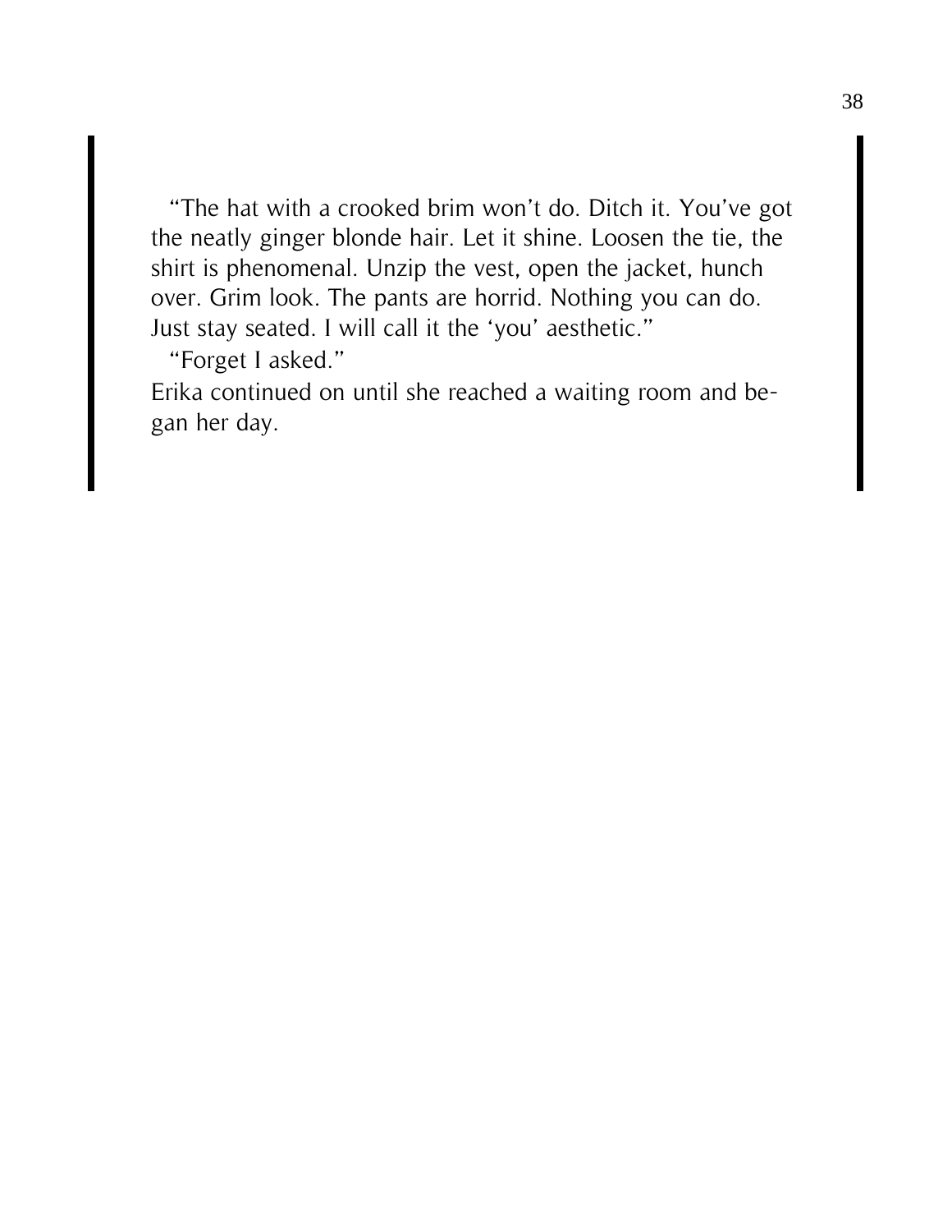"The hat with a crooked brim won't do. Ditch it. You've got the neatly ginger blonde hair. Let it shine. Loosen the tie, the shirt is phenomenal. Unzip the vest, open the jacket, hunch over. Grim look. The pants are horrid. Nothing you can do. Just stay seated. I will call it the 'you' aesthetic."

"Forget I asked."

Erika continued on until she reached a waiting room and began her day.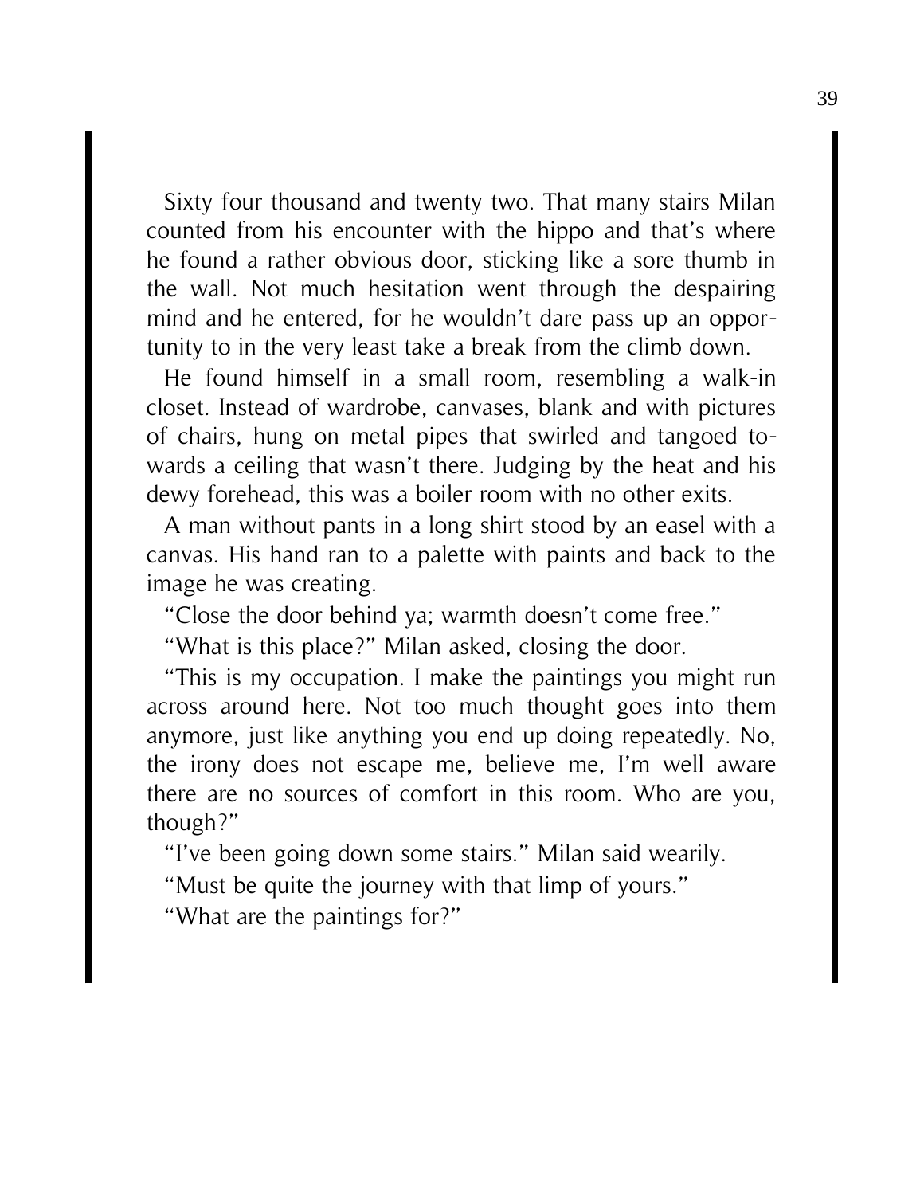Sixty four thousand and twenty two. That many stairs Milan counted from his encounter with the hippo and that's where he found a rather obvious door, sticking like a sore thumb in the wall. Not much hesitation went through the despairing mind and he entered, for he wouldn't dare pass up an opportunity to in the very least take a break from the climb down.

He found himself in a small room, resembling a walk-in closet. Instead of wardrobe, canvases, blank and with pictures of chairs, hung on metal pipes that swirled and tangoed towards a ceiling that wasn't there. Judging by the heat and his dewy forehead, this was a boiler room with no other exits.

A man without pants in a long shirt stood by an easel with a canvas. His hand ran to a palette with paints and back to the image he was creating.

"Close the door behind ya; warmth doesn't come free."

"What is this place?" Milan asked, closing the door.

"This is my occupation. I make the paintings you might run across around here. Not too much thought goes into them anymore, just like anything you end up doing repeatedly. No, the irony does not escape me, believe me, I'm well aware there are no sources of comfort in this room. Who are you, though?"

"I've been going down some stairs." Milan said wearily.

"Must be quite the journey with that limp of yours."

"What are the paintings for?"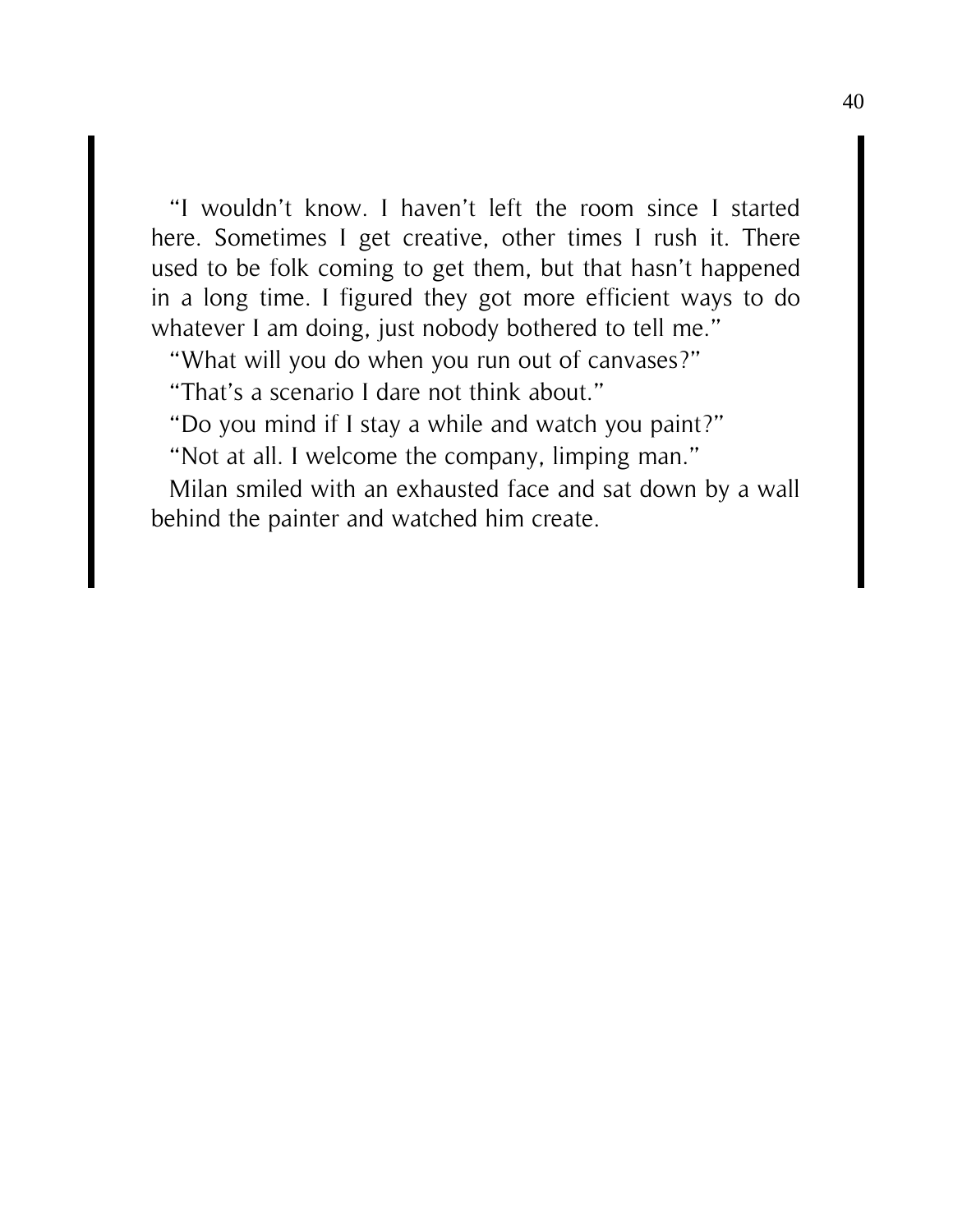"I wouldn't know. I haven't left the room since I started here. Sometimes I get creative, other times I rush it. There used to be folk coming to get them, but that hasn't happened in a long time. I figured they got more efficient ways to do whatever I am doing, just nobody bothered to tell me."

"What will you do when you run out of canvases?"

"That's a scenario I dare not think about."

"Do you mind if I stay a while and watch you paint?"

"Not at all. I welcome the company, limping man."

Milan smiled with an exhausted face and sat down by a wall behind the painter and watched him create.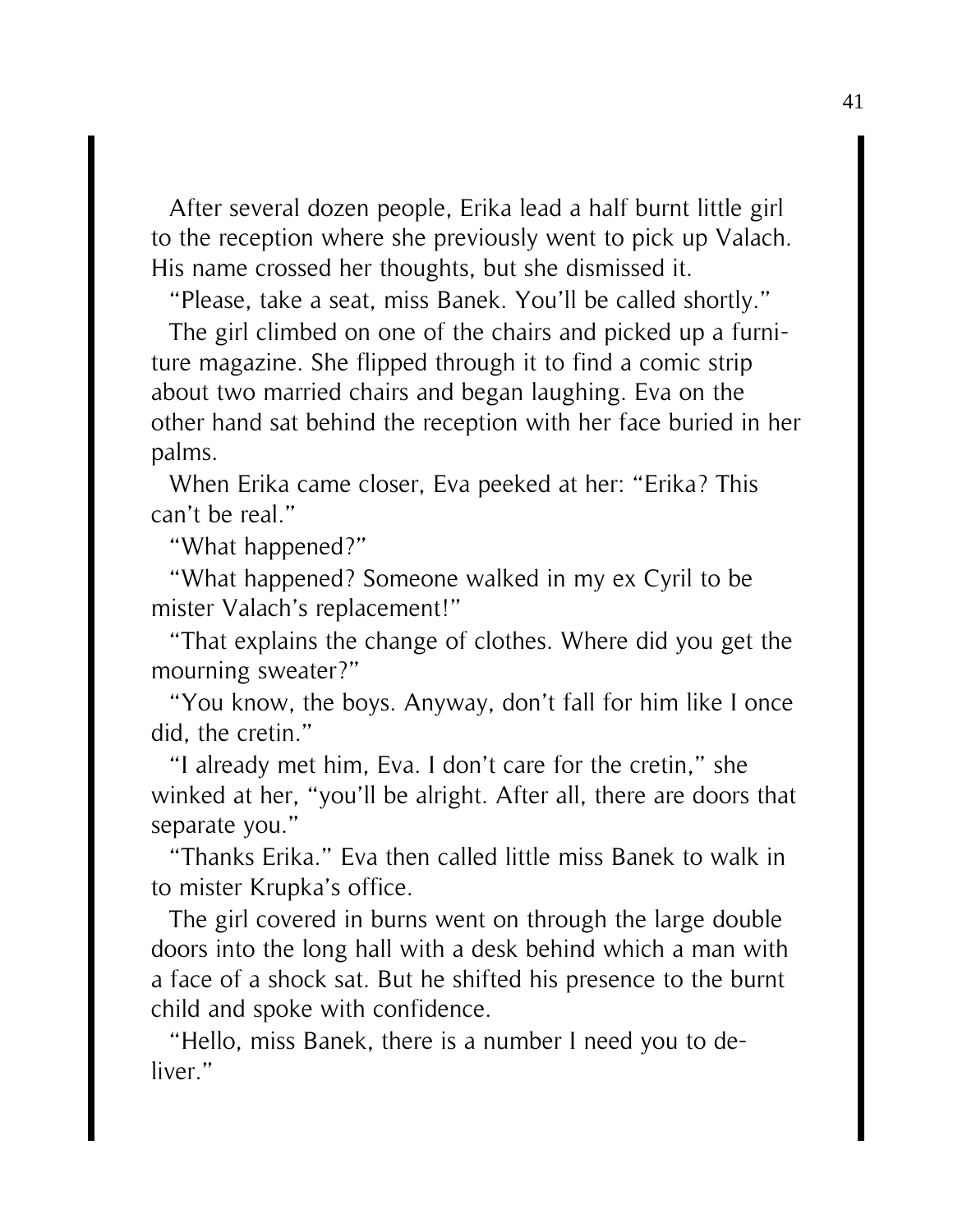After several dozen people, Erika lead a half burnt little girl to the reception where she previously went to pick up Valach. His name crossed her thoughts, but she dismissed it.

"Please, take a seat, miss Banek. You'll be called shortly."

The girl climbed on one of the chairs and picked up a furniture magazine. She flipped through it to find a comic strip about two married chairs and began laughing. Eva on the other hand sat behind the reception with her face buried in her palms.

When Erika came closer, Eva peeked at her: "Erika? This can't be real."

"What happened?"

"What happened? Someone walked in my ex Cyril to be mister Valach's replacement!"

"That explains the change of clothes. Where did you get the mourning sweater?"

"You know, the boys. Anyway, don't fall for him like I once did, the cretin."

"I already met him, Eva. I don't care for the cretin," she winked at her, "you'll be alright. After all, there are doors that separate you."

"Thanks Erika." Eva then called little miss Banek to walk in to mister Krupka's office.

The girl covered in burns went on through the large double doors into the long hall with a desk behind which a man with a face of a shock sat. But he shifted his presence to the burnt child and spoke with confidence.

"Hello, miss Banek, there is a number I need you to deliver."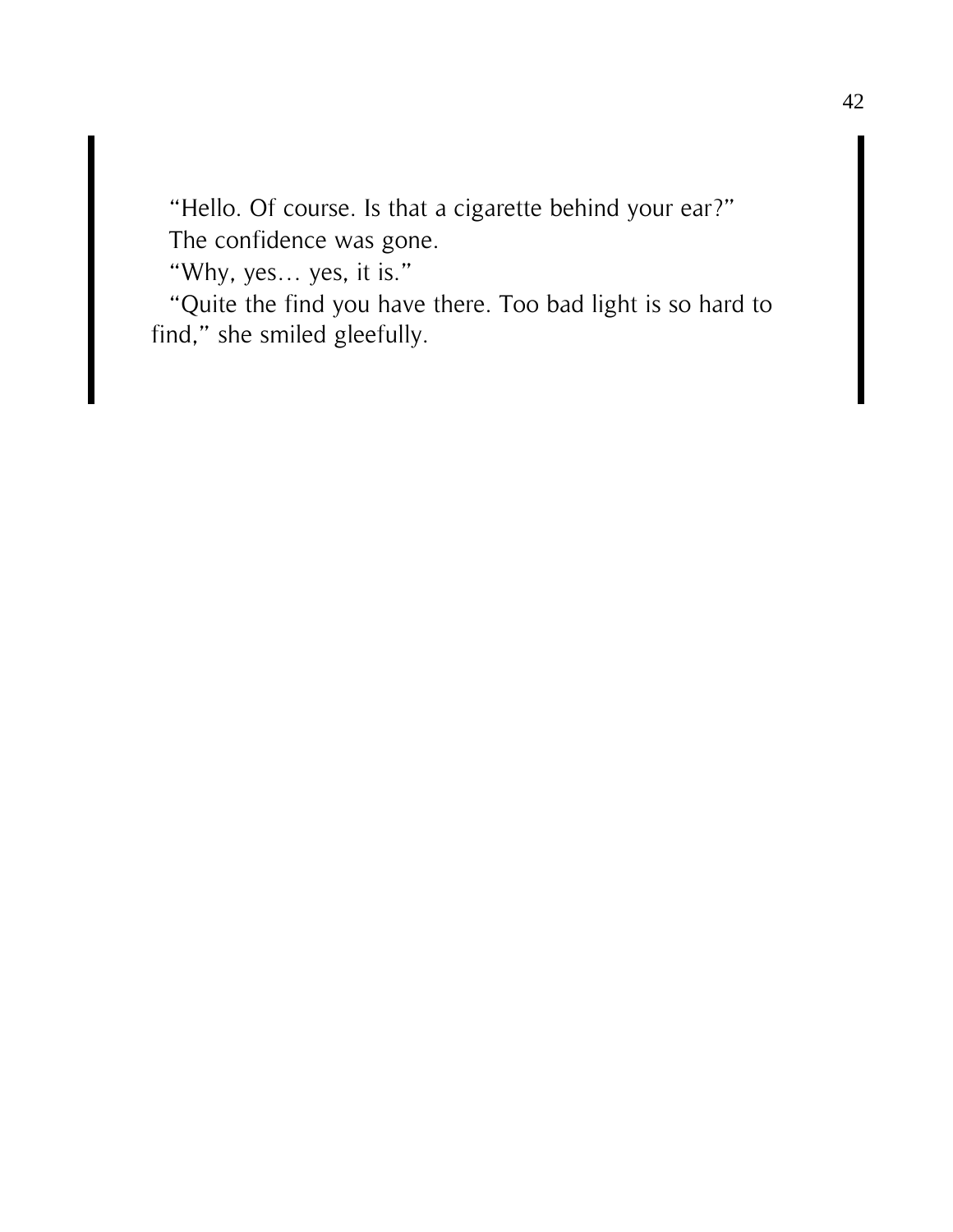"Hello. Of course. Is that a cigarette behind your ear?"
The confidence was gone.
"Why, yes… yes, it is."
"Quite the find you have there. Too bad light is so hard to find," she smiled gleefully.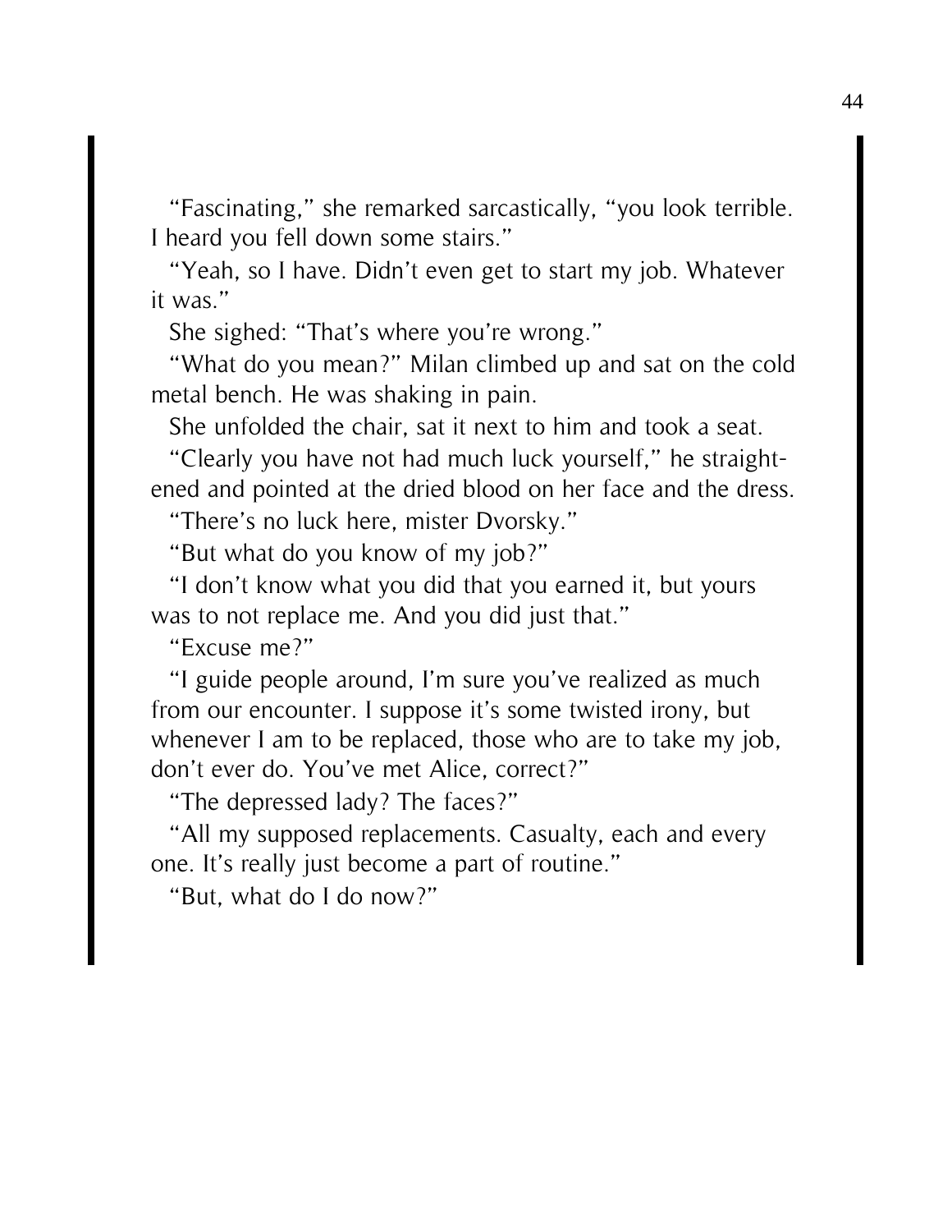"Fascinating," she remarked sarcastically, "you look terrible. I heard you fell down some stairs."

"Yeah, so I have. Didn't even get to start my job. Whatever it was."

She sighed: "That's where you're wrong."

"What do you mean?" Milan climbed up and sat on the cold metal bench. He was shaking in pain.

She unfolded the chair, sat it next to him and took a seat.

"Clearly you have not had much luck yourself," he straightened and pointed at the dried blood on her face and the dress.

"There's no luck here, mister Dvorsky."

"But what do you know of my job?"

"I don't know what you did that you earned it, but yours was to not replace me. And you did just that."

"Excuse me?"

"I guide people around, I'm sure you've realized as much from our encounter. I suppose it's some twisted irony, but whenever I am to be replaced, those who are to take my job, don't ever do. You've met Alice, correct?"

"The depressed lady? The faces?"

"All my supposed replacements. Casualty, each and every one. It's really just become a part of routine."

"But, what do I do now?"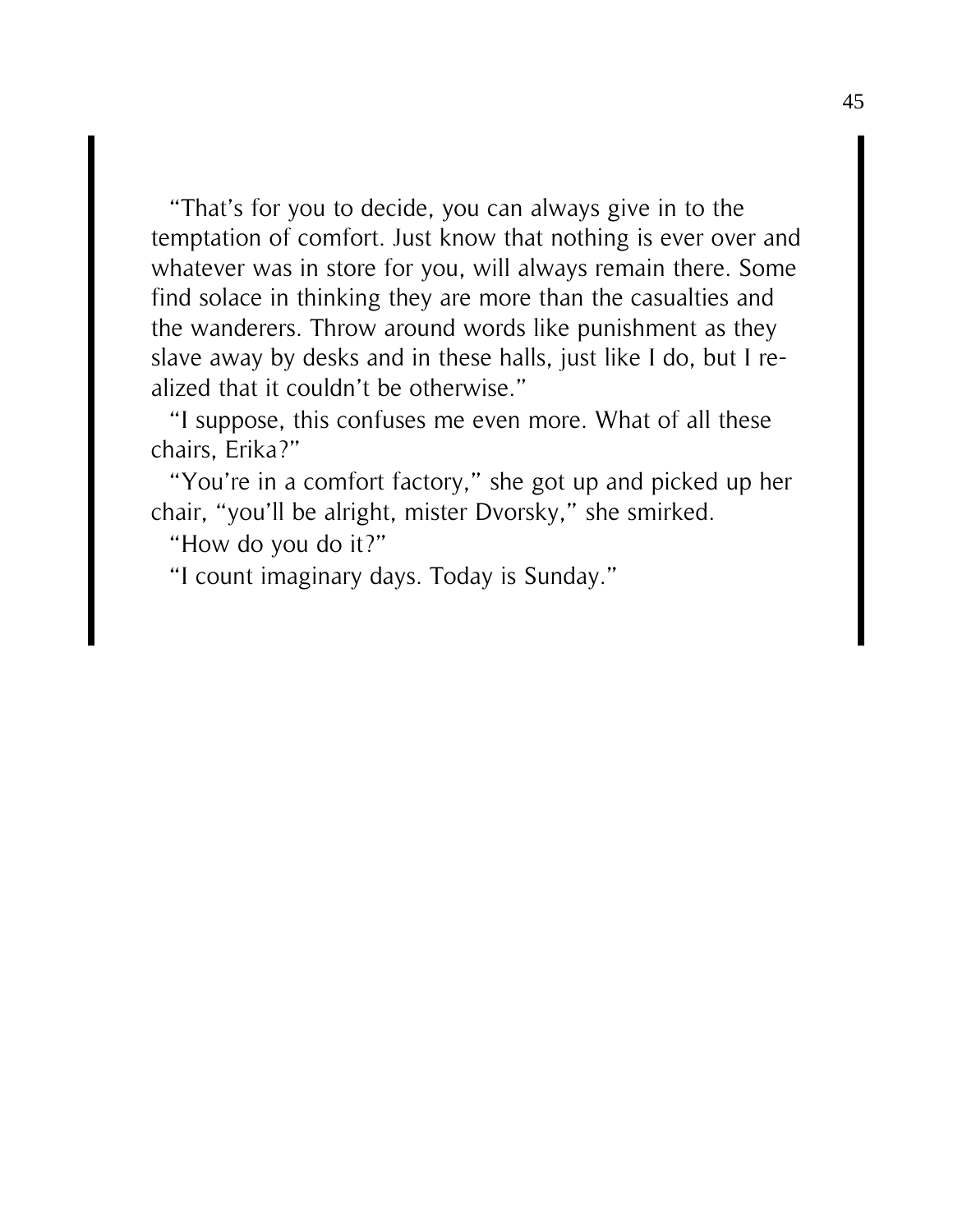"That's for you to decide, you can always give in to the temptation of comfort. Just know that nothing is ever over and whatever was in store for you, will always remain there. Some find solace in thinking they are more than the casualties and the wanderers. Throw around words like punishment as they slave away by desks and in these halls, just like I do, but I realized that it couldn't be otherwise."

"I suppose, this confuses me even more. What of all these chairs, Erika?"

"You're in a comfort factory," she got up and picked up her chair, "you'll be alright, mister Dvorsky," she smirked.

"How do you do it?"

"I count imaginary days. Today is Sunday."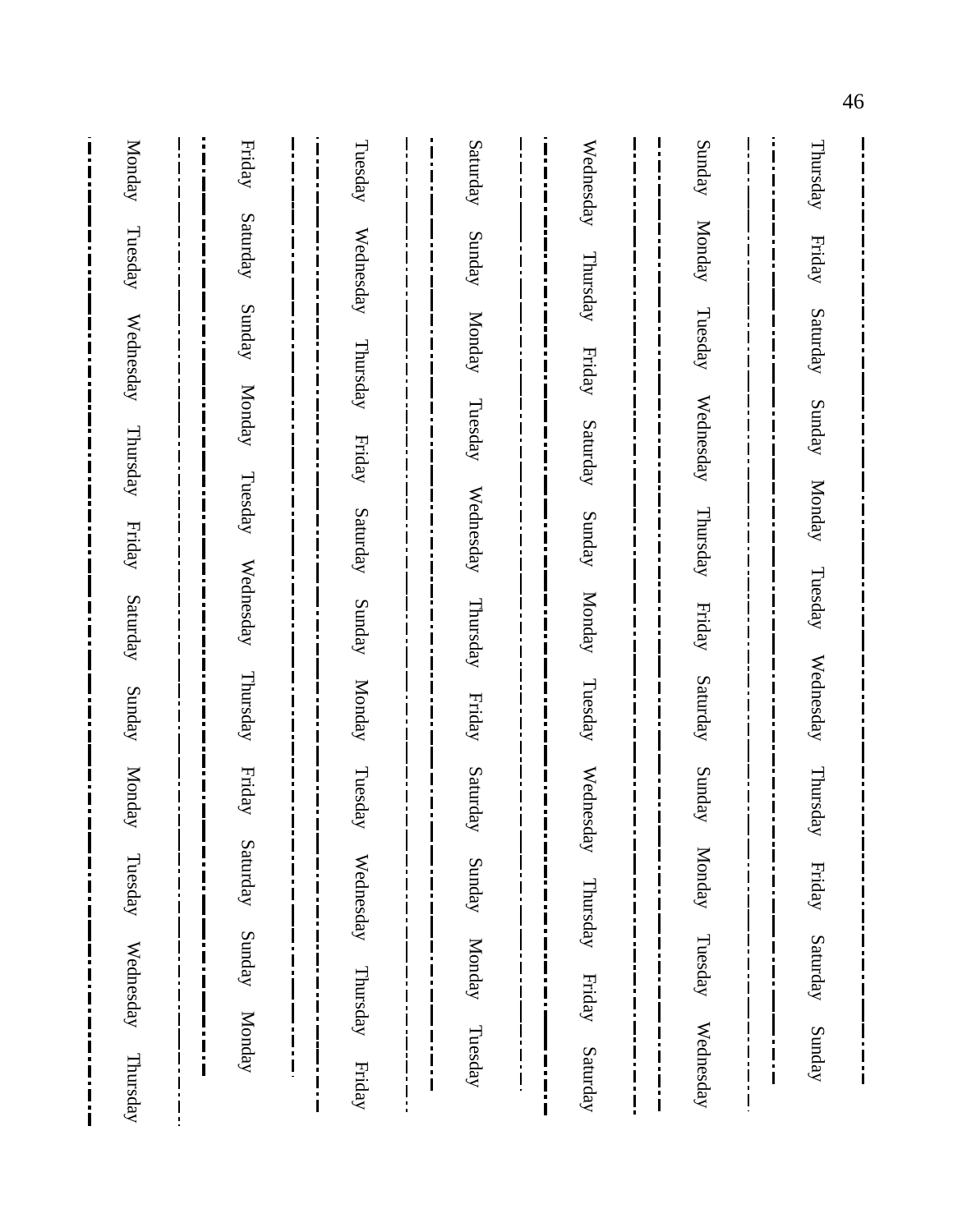Thursday Friday Saturday Sunday Monday Tuesday Wednesday Thursday Friday Saturday Sunday

Sunday Monday Tuesday Wednesday Thursday Friday Saturday Sunday Monday Tuesday Wednesday

Wednesday Thursday Friday Saturday Sunday Monday Tuesday Wednesday Thursday Friday Saturday

Saturday Sunday Monday Tuesday Wednesday Thursday Friday Saturday Sunday Monday Tuesday

Tuesday Wednesday Thursday Friday Saturday Sunday Monday Tuesday Wednesday Thursday Friday

Friday Saturday Sunday Monday Tuesday Wednesday Thursday Friday Saturday Sunday Monday

Monday Tuesday Wednesday Thursday Friday Saturday Sunday Monday Tuesday Wednesday Thursday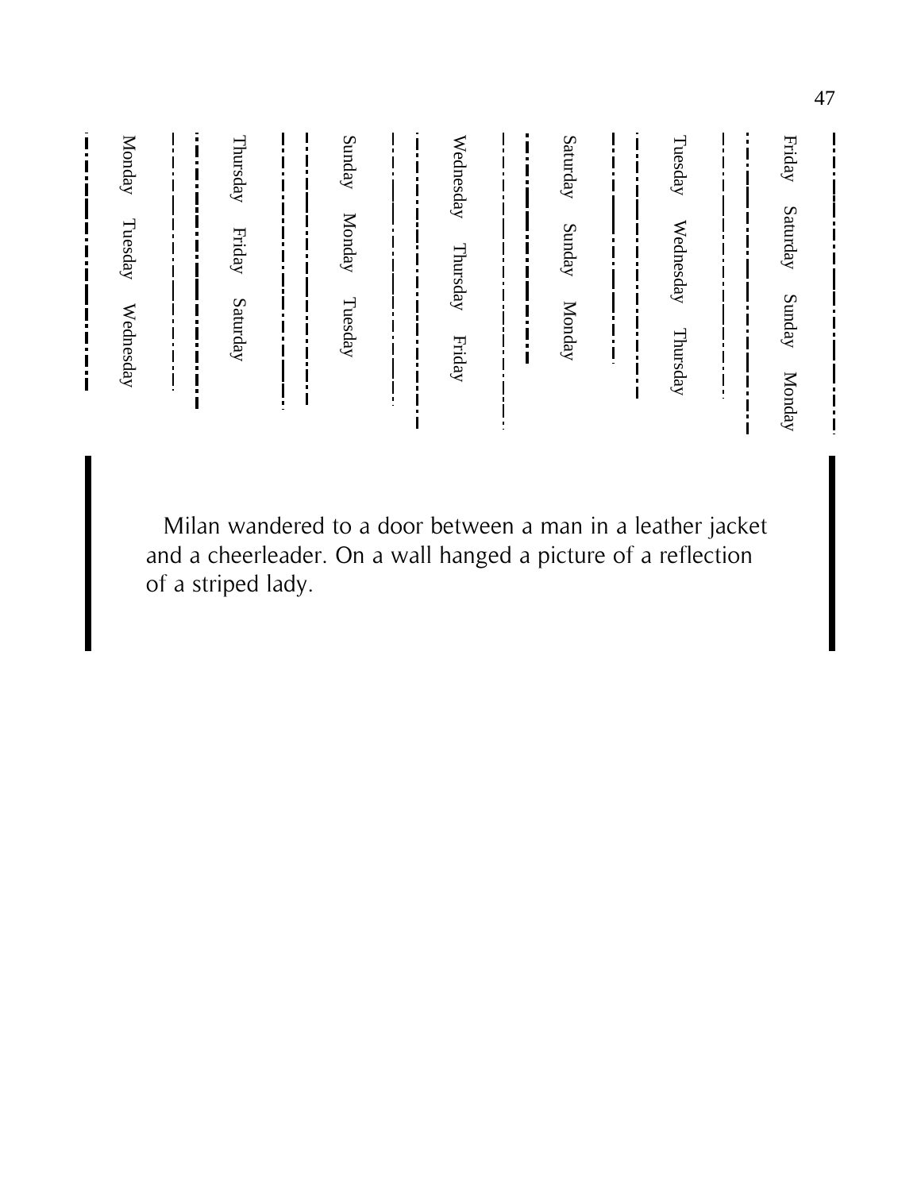Friday Saturday Sunday Monday

Tuesday Wednesday Thursday

Saturday Sunday Monday

Wednesday Thursday Friday

Sunday Monday Tuesday

Thursday Friday Saturday

Monday Tuesday Wednesday

Milan wandered to a door between a man in a leather jacket and a cheerleader. On a wall hanged a picture of a reflection of a striped lady.